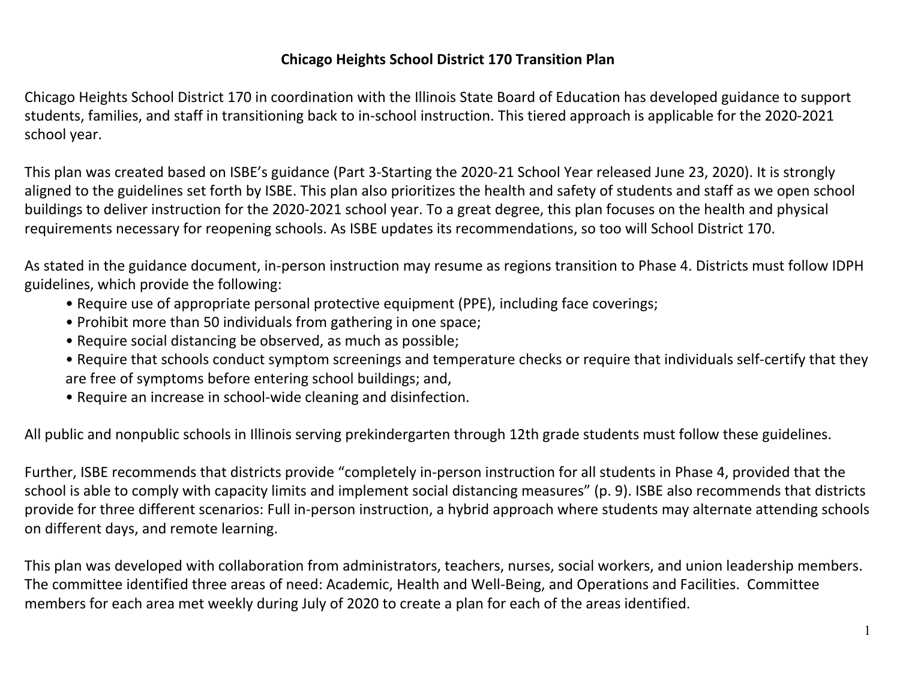# Chicago Heights School District 170 Transition Plan

Chicago Heights School District 170 in coordination with the Illinois State Board of Education has developed guidance to support students, families, and staff in transitioning back to in-school instruction. This tiered approach is applicable for the 2020-2021 school year.

This plan was created based on ISBE's guidance (Part 3-Starting the 2020-21 School Year released June 23, 2020). It is strongly aligned to the guidelines set forth by ISBE. This plan also prioritizes the health and safety of students and staff as we open school buildings to deliver instruction for the 2020-2021 school year. To a great degree, this plan focuses on the health and physical requirements necessary for reopening schools. As ISBE updates its recommendations, so too will School District 170.

As stated in the guidance document, in-person instruction may resume as regions transition to Phase 4. Districts must follow IDPH guidelines, which provide the following:

- Require use of appropriate personal protective equipment (PPE), including face coverings;
- Prohibit more than 50 individuals from gathering in one space;
- Require social distancing be observed, as much as possible;
- Require that schools conduct symptom screenings and temperature checks or require that individuals self-certify that they are free of symptoms before entering school buildings; and,
- Require an increase in school-wide cleaning and disinfection.

All public and nonpublic schools in Illinois serving prekindergarten through 12th grade students must follow these guidelines.

Further, ISBE recommends that districts provide "completely in-person instruction for all students in Phase 4, provided that the school is able to comply with capacity limits and implement social distancing measures" (p. 9). ISBE also recommends that districts provide for three different scenarios: Full in-person instruction, a hybrid approach where students may alternate attending schools on different days, and remote learning.

This plan was developed with collaboration from administrators, teachers, nurses, social workers, and union leadership members. The committee identified three areas of need: Academic, Health and Well-Being, and Operations and Facilities. Committee members for each area met weekly during July of 2020 to create a plan for each of the areas identified.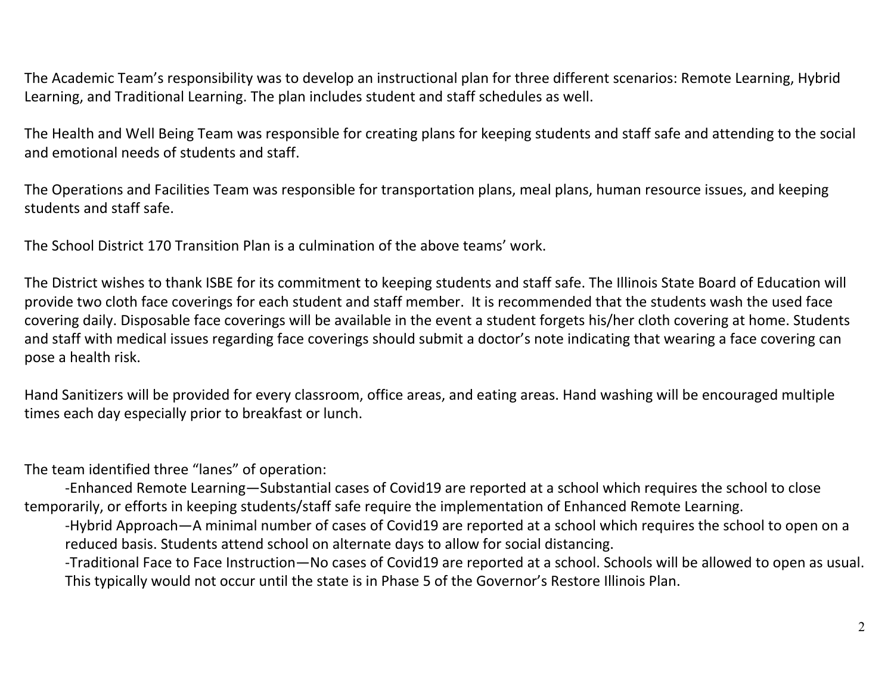The Academic Team's responsibility was to develop an instructional plan for three different scenarios: Remote Learning, Hybrid Learning, and Traditional Learning. The plan includes student and staff schedules as well.

The Health and Well Being Team was responsible for creating plans for keeping students and staff safe and attending to the social and emotional needs of students and staff.

The Operations and Facilities Team was responsible for transportation plans, meal plans, human resource issues, and keeping students and staff safe.

The School District 170 Transition Plan is a culmination of the above teams' work.

The District wishes to thank ISBE for its commitment to keeping students and staff safe. The Illinois State Board of Education will provide two cloth face coverings for each student and staff member. It is recommended that the students wash the used face covering daily. Disposable face coverings will be available in the event a student forgets his/her cloth covering at home. Students and staff with medical issues regarding face coverings should submit a doctor's note indicating that wearing a face covering can pose a health risk.

Hand Sanitizers will be provided for every classroom, office areas, and eating areas. Hand washing will be encouraged multiple times each day especially prior to breakfast or lunch.

The team identified three "lanes" of operation:

-Enhanced Remote Learning—Substantial cases of Covid19 are reported at a school which requires the school to close temporarily, or efforts in keeping students/staff safe require the implementation of Enhanced Remote Learning.

-Hybrid Approach—A minimal number of cases of Covid19 are reported at a school which requires the school to open on a reduced basis. Students attend school on alternate days to allow for social distancing.

-Traditional Face to Face Instruction—No cases of Covid19 are reported at a school. Schools will be allowed to open as usual. This typically would not occur until the state is in Phase 5 of the Governor's Restore Illinois Plan.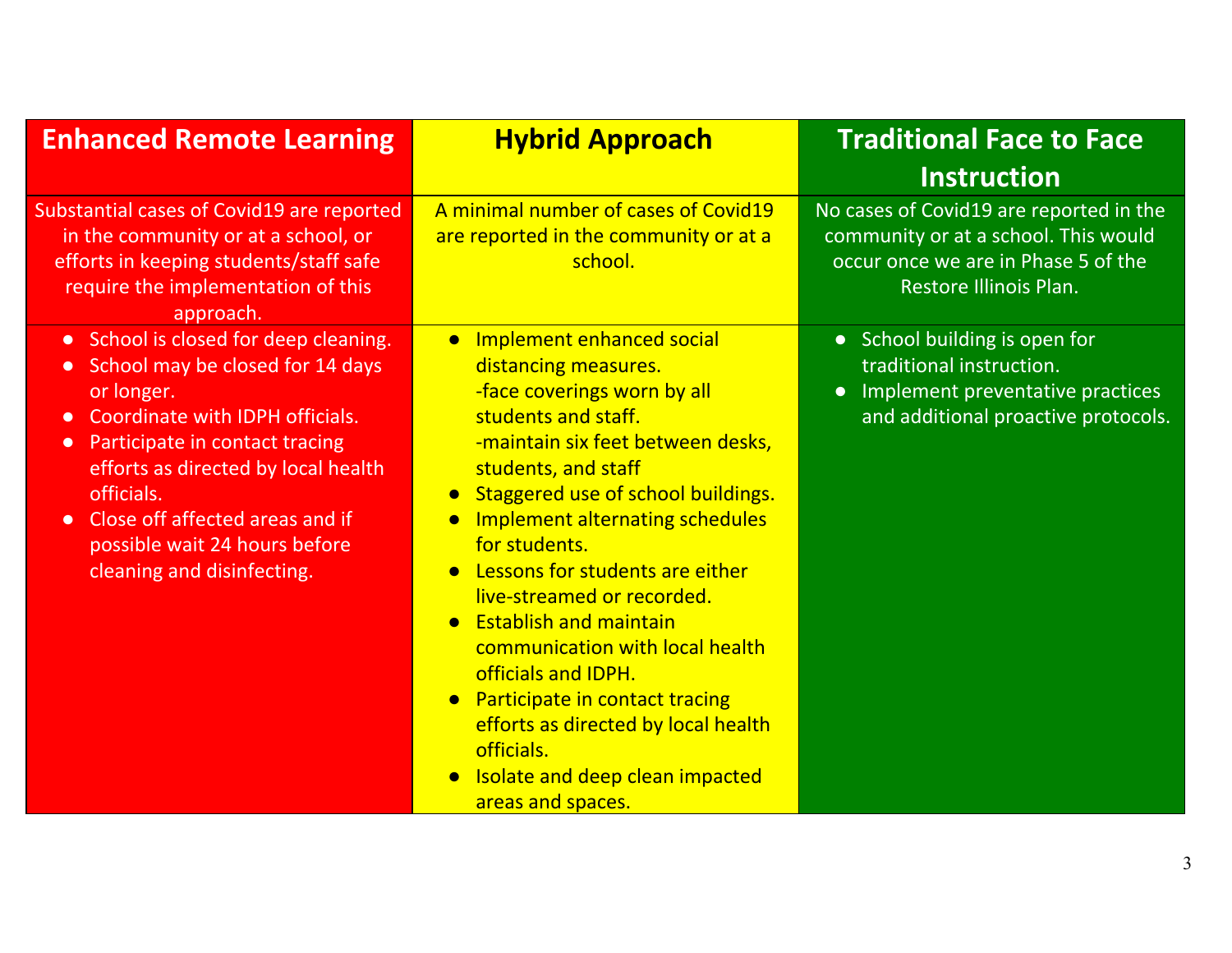| Enhanced Remote Learning | Hybrid Approach | Traditional Face to Face Instruction |
|---|---|---|
| Substantial cases of Covid19 are reported in the community or at a school, or efforts in keeping students/staff safe require the implementation of this approach. | A minimal number of cases of Covid19 are reported in the community or at a school. | No cases of Covid19 are reported in the community or at a school. This would occur once we are in Phase 5 of the Restore Illinois Plan. |
| • School is closed for deep cleaning.<br>• School may be closed for 14 days or longer.<br>• Coordinate with IDPH officials.<br>• Participate in contact tracing efforts as directed by local health officials.<br>• Close off affected areas and if possible wait 24 hours before cleaning and disinfecting. | • Implement enhanced social distancing measures.<br>-face coverings worn by all students and staff.<br>-maintain six feet between desks, students, and staff<br>• Staggered use of school buildings.<br>• Implement alternating schedules for students.<br>• Lessons for students are either live-streamed or recorded.<br>• Establish and maintain communication with local health officials and IDPH.<br>• Participate in contact tracing efforts as directed by local health officials.<br>• Isolate and deep clean impacted areas and spaces. | • School building is open for traditional instruction.<br>• Implement preventative practices and additional proactive protocols. |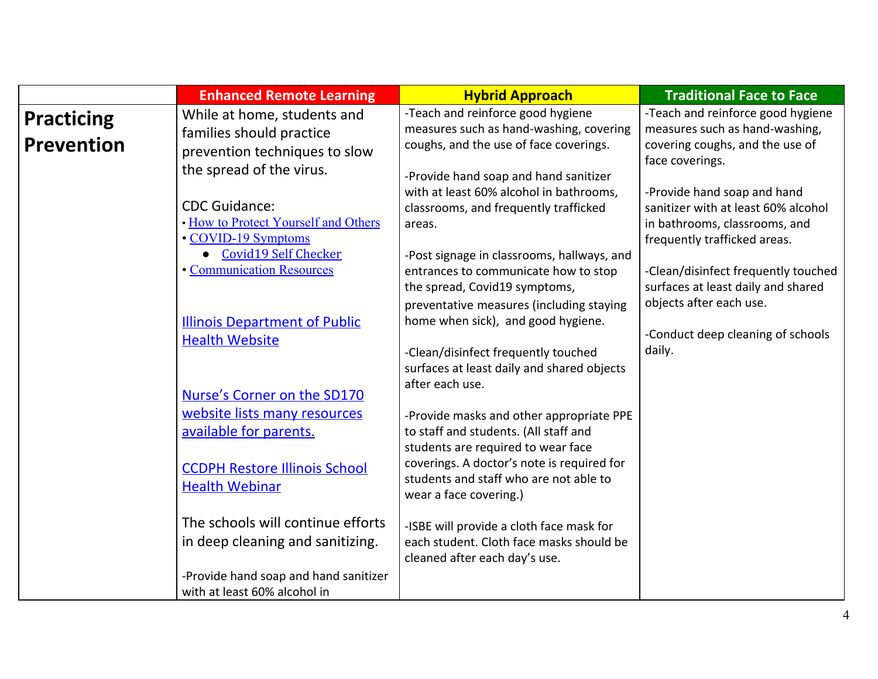| | Enhanced Remote Learning | Hybrid Approach | Traditional Face to Face |
|---|---|---|---|
| **Practicing Prevention** | While at home, students and families should practice prevention techniques to slow the spread of the virus.<br><br>CDC Guidance:<br>• How to Protect Yourself and Others<br>• COVID-19 Symptoms<br>  ● Covid19 Self Checker<br>• Communication Resources<br><br>Illinois Department of Public Health Website<br><br>Nurse's Corner on the SD170 website lists many resources available for parents.<br><br>CCDPH Restore Illinois School Health Webinar<br><br>The schools will continue efforts in deep cleaning and sanitizing.<br><br>-Provide hand soap and hand sanitizer with at least 60% alcohol in | -Teach and reinforce good hygiene measures such as hand-washing, covering coughs, and the use of face coverings.<br><br>-Provide hand soap and hand sanitizer with at least 60% alcohol in bathrooms, classrooms, and frequently trafficked areas.<br><br>-Post signage in classrooms, hallways, and entrances to communicate how to stop the spread, Covid19 symptoms, preventative measures (including staying home when sick), and good hygiene.<br><br>-Clean/disinfect frequently touched surfaces at least daily and shared objects after each use.<br><br>-Provide masks and other appropriate PPE to staff and students. (All staff and students are required to wear face coverings. A doctor's note is required for students and staff who are not able to wear a face covering.)<br><br>-ISBE will provide a cloth face mask for each student. Cloth face masks should be cleaned after each day's use. | -Teach and reinforce good hygiene measures such as hand-washing, covering coughs, and the use of face coverings.<br><br>-Provide hand soap and hand sanitizer with at least 60% alcohol in bathrooms, classrooms, and frequently trafficked areas.<br><br>-Clean/disinfect frequently touched surfaces at least daily and shared objects after each use.<br><br>-Conduct deep cleaning of schools daily. |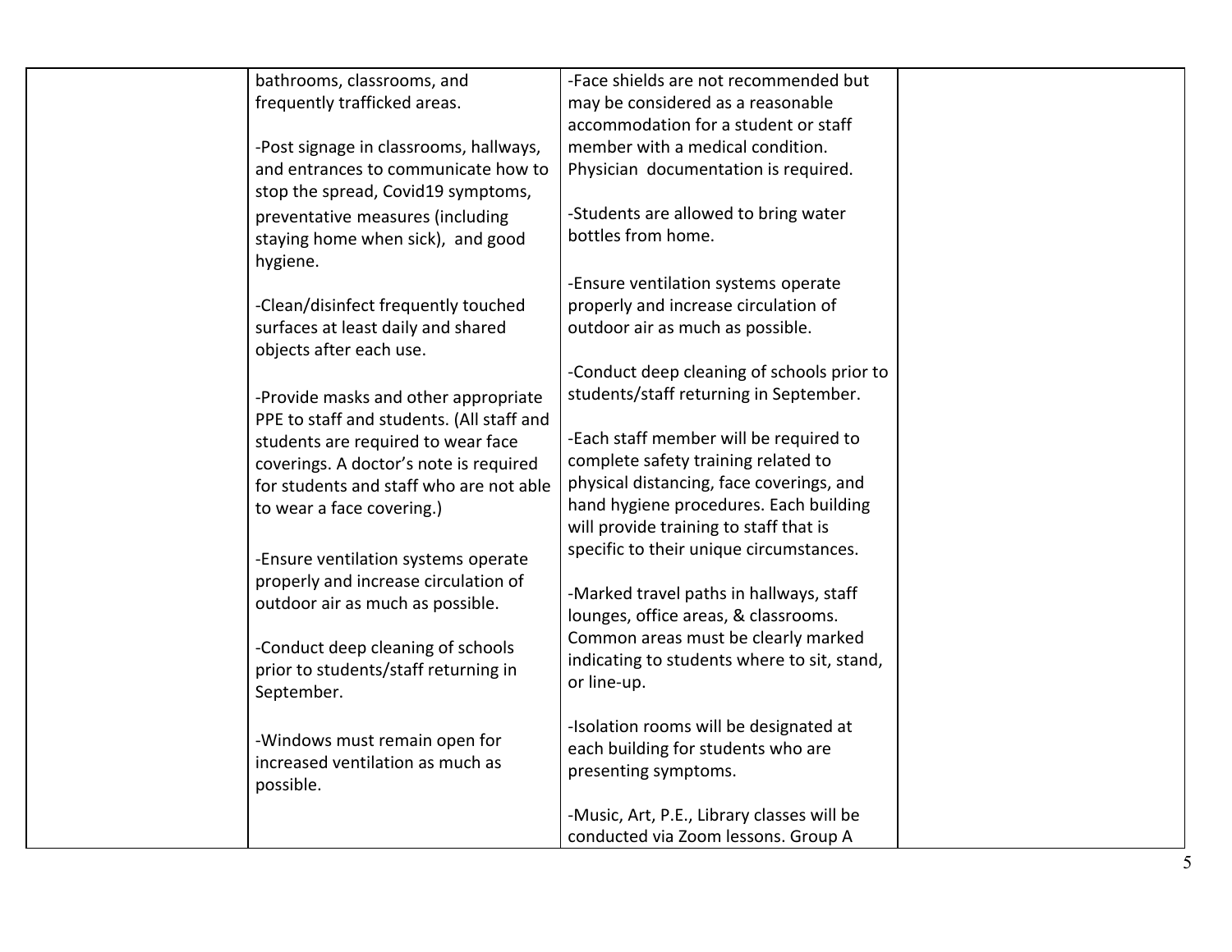| | | | |
|---|---|---|---|
| | bathrooms, classrooms, and frequently trafficked areas.<br><br>-Post signage in classrooms, hallways, and entrances to communicate how to stop the spread, Covid19 symptoms, preventative measures (including staying home when sick), and good hygiene.<br><br>-Clean/disinfect frequently touched surfaces at least daily and shared objects after each use.<br><br>-Provide masks and other appropriate PPE to staff and students. (All staff and students are required to wear face coverings. A doctor's note is required for students and staff who are not able to wear a face covering.)<br><br>-Ensure ventilation systems operate properly and increase circulation of outdoor air as much as possible.<br><br>-Conduct deep cleaning of schools prior to students/staff returning in September.<br><br>-Windows must remain open for increased ventilation as much as possible. | -Face shields are not recommended but may be considered as a reasonable accommodation for a student or staff member with a medical condition. Physician documentation is required.<br><br>-Students are allowed to bring water bottles from home.<br><br>-Ensure ventilation systems operate properly and increase circulation of outdoor air as much as possible.<br><br>-Conduct deep cleaning of schools prior to students/staff returning in September.<br><br>-Each staff member will be required to complete safety training related to physical distancing, face coverings, and hand hygiene procedures. Each building will provide training to staff that is specific to their unique circumstances.<br><br>-Marked travel paths in hallways, staff lounges, office areas, & classrooms. Common areas must be clearly marked indicating to students where to sit, stand, or line-up.<br><br>-Isolation rooms will be designated at each building for students who are presenting symptoms.<br><br>-Music, Art, P.E., Library classes will be conducted via Zoom lessons. Group A | |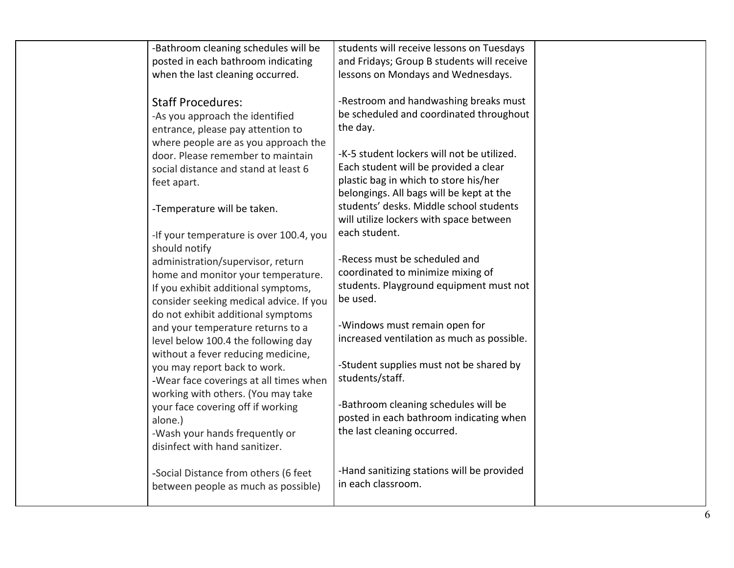| | | | |
|---|---|---|---|
| | -Bathroom cleaning schedules will be posted in each bathroom indicating when the last cleaning occurred.<br><br>Staff Procedures:<br>-As you approach the identified entrance, please pay attention to where people are as you approach the door. Please remember to maintain social distance and stand at least 6 feet apart.<br><br>-Temperature will be taken.<br><br>-If your temperature is over 100.4, you should notify administration/supervisor, return home and monitor your temperature. If you exhibit additional symptoms, consider seeking medical advice. If you do not exhibit additional symptoms and your temperature returns to a level below 100.4 the following day without a fever reducing medicine, you may report back to work.<br>-Wear face coverings at all times when working with others. (You may take your face covering off if working alone.)<br>-Wash your hands frequently or disinfect with hand sanitizer.<br><br>-Social Distance from others (6 feet between people as much as possible) | students will receive lessons on Tuesdays and Fridays; Group B students will receive lessons on Mondays and Wednesdays.<br><br>-Restroom and handwashing breaks must be scheduled and coordinated throughout the day.<br><br>-K-5 student lockers will not be utilized. Each student will be provided a clear plastic bag in which to store his/her belongings. All bags will be kept at the students' desks. Middle school students will utilize lockers with space between each student.<br><br>-Recess must be scheduled and coordinated to minimize mixing of students. Playground equipment must not be used.<br><br>-Windows must remain open for increased ventilation as much as possible.<br><br>-Student supplies must not be shared by students/staff.<br><br>-Bathroom cleaning schedules will be posted in each bathroom indicating when the last cleaning occurred.<br><br>-Hand sanitizing stations will be provided in each classroom. | |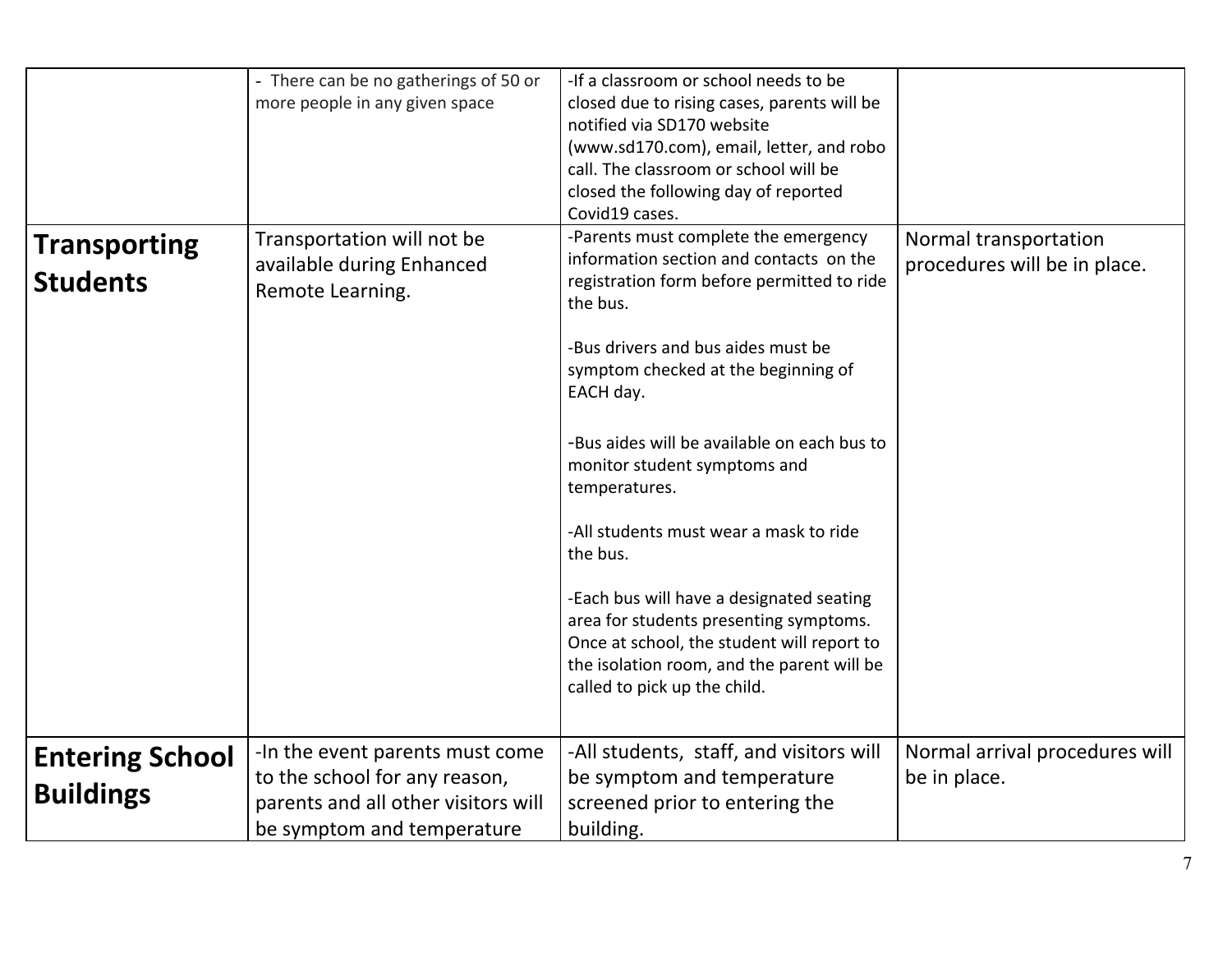| | | | |
|---|---|---|---|
| | - There can be no gatherings of 50 or more people in any given space | -If a classroom or school needs to be closed due to rising cases, parents will be notified via SD170 website (www.sd170.com), email, letter, and robo call. The classroom or school will be closed the following day of reported Covid19 cases. | |
| **Transporting Students** | Transportation will not be available during Enhanced Remote Learning. | -Parents must complete the emergency information section and contacts on the registration form before permitted to ride the bus.<br><br>-Bus drivers and bus aides must be symptom checked at the beginning of EACH day.<br><br>-Bus aides will be available on each bus to monitor student symptoms and temperatures.<br><br>-All students must wear a mask to ride the bus.<br><br>-Each bus will have a designated seating area for students presenting symptoms. Once at school, the student will report to the isolation room, and the parent will be called to pick up the child. | Normal transportation procedures will be in place. |
| **Entering School Buildings** | -In the event parents must come to the school for any reason, parents and all other visitors will be symptom and temperature | -All students, staff, and visitors will be symptom and temperature screened prior to entering the building. | Normal arrival procedures will be in place. |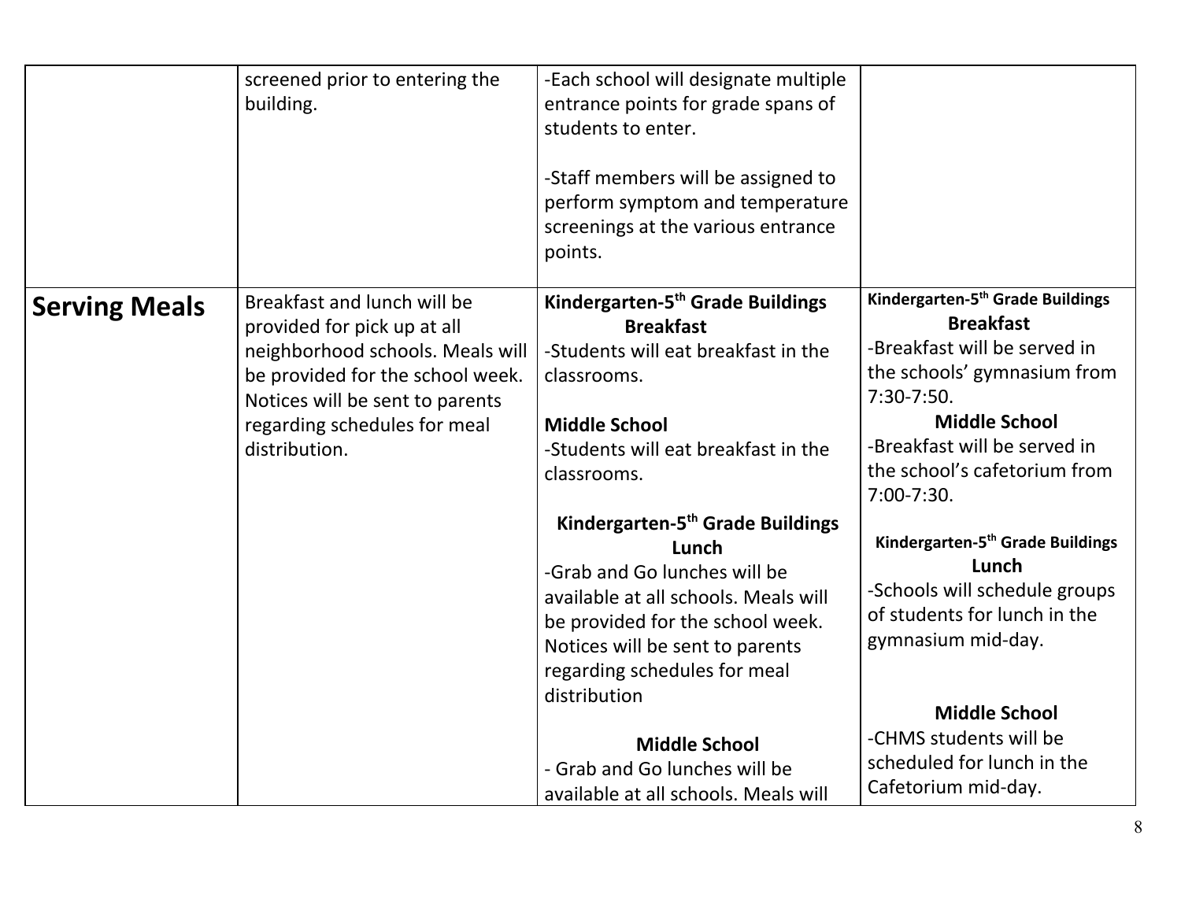| | | | |
|---|---|---|---|
| | screened prior to entering the building. | -Each school will designate multiple entrance points for grade spans of students to enter.<br><br>-Staff members will be assigned to perform symptom and temperature screenings at the various entrance points. | |
| **Serving Meals** | Breakfast and lunch will be provided for pick up at all neighborhood schools. Meals will be provided for the school week. Notices will be sent to parents regarding schedules for meal distribution. | **Kindergarten-5th Grade Buildings**<br>**Breakfast**<br>-Students will eat breakfast in the classrooms.<br><br>**Middle School**<br>-Students will eat breakfast in the classrooms.<br><br>**Kindergarten-5th Grade Buildings**<br>**Lunch**<br>-Grab and Go lunches will be available at all schools. Meals will be provided for the school week. Notices will be sent to parents regarding schedules for meal distribution<br><br>**Middle School**<br>- Grab and Go lunches will be available at all schools. Meals will | **Kindergarten-5th Grade Buildings**<br>**Breakfast**<br>-Breakfast will be served in the schools' gymnasium from 7:30-7:50.<br>**Middle School**<br>-Breakfast will be served in the school's cafetorium from 7:00-7:30.<br><br>**Kindergarten-5th Grade Buildings**<br>**Lunch**<br>-Schools will schedule groups of students for lunch in the gymnasium mid-day.<br><br>**Middle School**<br>-CHMS students will be scheduled for lunch in the Cafetorium mid-day. |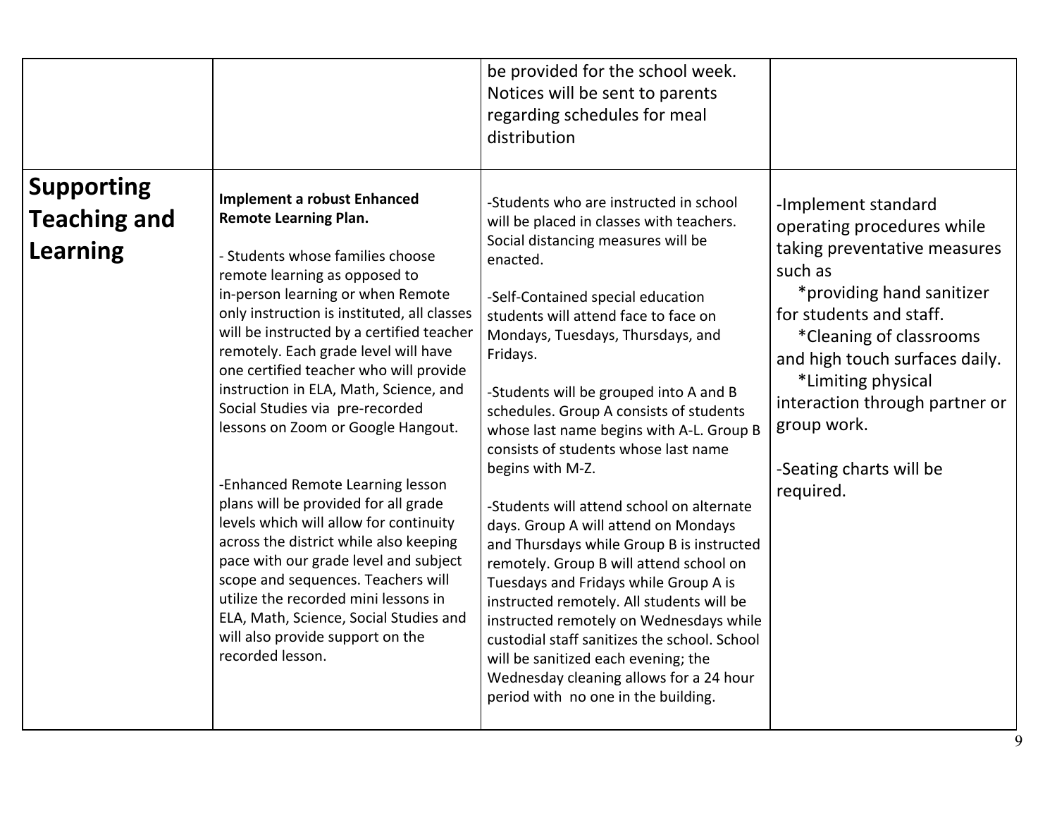| | | | |
|---|---|---|---|
| | | be provided for the school week. Notices will be sent to parents regarding schedules for meal distribution | |
| **Supporting Teaching and Learning** | **Implement a robust Enhanced Remote Learning Plan.**<br><br>- Students whose families choose remote learning as opposed to in-person learning or when Remote only instruction is instituted, all classes will be instructed by a certified teacher remotely. Each grade level will have one certified teacher who will provide instruction in ELA, Math, Science, and Social Studies via pre-recorded lessons on Zoom or Google Hangout.<br><br>-Enhanced Remote Learning lesson plans will be provided for all grade levels which will allow for continuity across the district while also keeping pace with our grade level and subject scope and sequences. Teachers will utilize the recorded mini lessons in ELA, Math, Science, Social Studies and will also provide support on the recorded lesson. | -Students who are instructed in school will be placed in classes with teachers. Social distancing measures will be enacted.<br><br>-Self-Contained special education students will attend face to face on Mondays, Tuesdays, Thursdays, and Fridays.<br><br>-Students will be grouped into A and B schedules. Group A consists of students whose last name begins with A-L. Group B consists of students whose last name begins with M-Z.<br><br>-Students will attend school on alternate days. Group A will attend on Mondays and Thursdays while Group B is instructed remotely. Group B will attend school on Tuesdays and Fridays while Group A is instructed remotely. All students will be instructed remotely on Wednesdays while custodial staff sanitizes the school. School will be sanitized each evening; the Wednesday cleaning allows for a 24 hour period with no one in the building. | -Implement standard operating procedures while taking preventative measures such as<br>*providing hand sanitizer for students and staff.<br>*Cleaning of classrooms and high touch surfaces daily.<br>*Limiting physical interaction through partner or group work.<br><br>-Seating charts will be required. |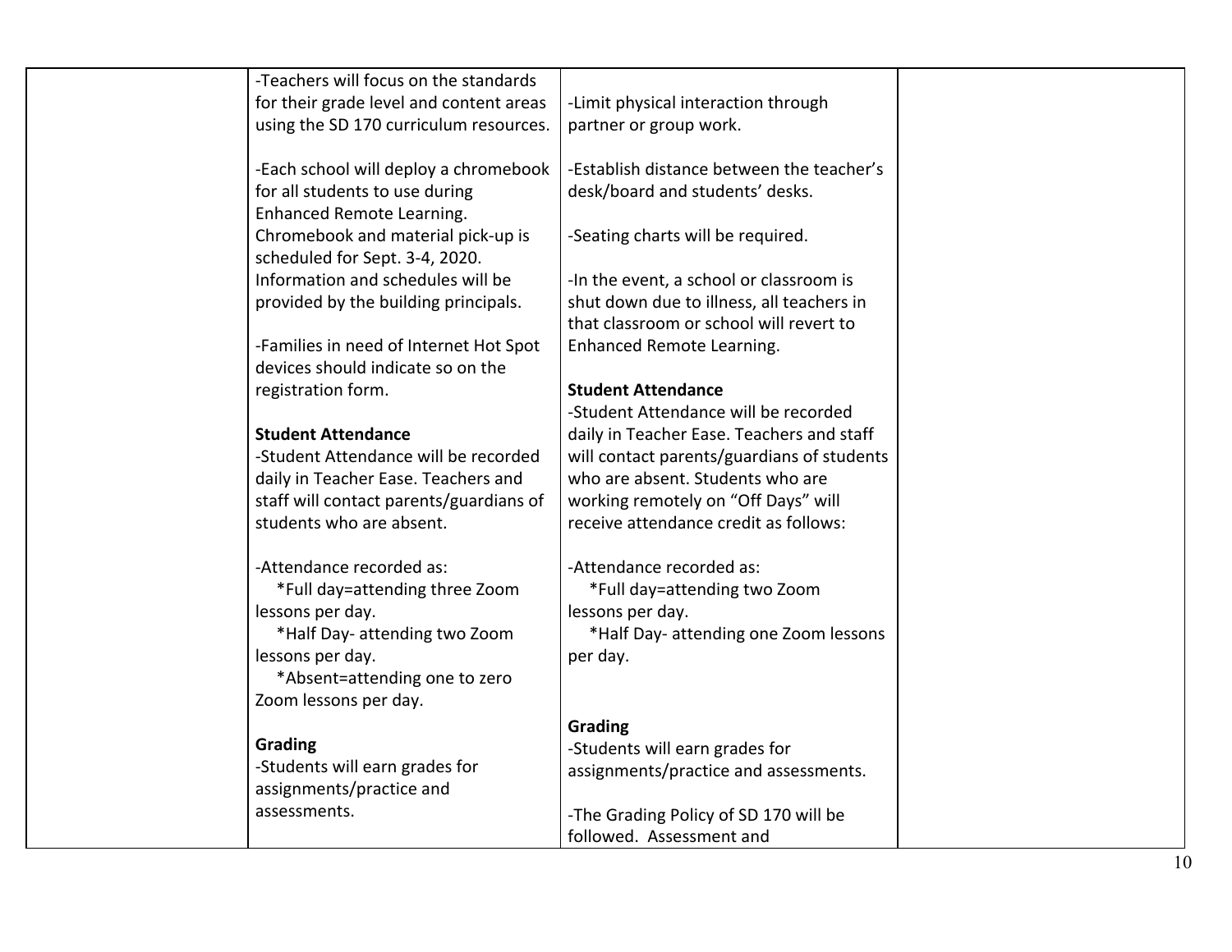| | | | |
|---|---|---|---|
| | -Teachers will focus on the standards for their grade level and content areas using the SD 170 curriculum resources.<br><br>-Each school will deploy a chromebook for all students to use during Enhanced Remote Learning. Chromebook and material pick-up is scheduled for Sept. 3-4, 2020. Information and schedules will be provided by the building principals.<br><br>-Families in need of Internet Hot Spot devices should indicate so on the registration form.<br><br>**Student Attendance**<br>-Student Attendance will be recorded daily in Teacher Ease. Teachers and staff will contact parents/guardians of students who are absent.<br><br>-Attendance recorded as:<br>*Full day=attending three Zoom lessons per day.<br>*Half Day- attending two Zoom lessons per day.<br>*Absent=attending one to zero Zoom lessons per day.<br><br>**Grading**<br>-Students will earn grades for assignments/practice and assessments. | -Limit physical interaction through partner or group work.<br><br>-Establish distance between the teacher's desk/board and students' desks.<br><br>-Seating charts will be required.<br><br>-In the event, a school or classroom is shut down due to illness, all teachers in that classroom or school will revert to Enhanced Remote Learning.<br><br>**Student Attendance**<br>-Student Attendance will be recorded daily in Teacher Ease. Teachers and staff will contact parents/guardians of students who are absent. Students who are working remotely on "Off Days" will receive attendance credit as follows:<br><br>-Attendance recorded as:<br>*Full day=attending two Zoom lessons per day.<br>*Half Day- attending one Zoom lessons per day.<br><br>**Grading**<br>-Students will earn grades for assignments/practice and assessments.<br><br>-The Grading Policy of SD 170 will be followed. Assessment and | |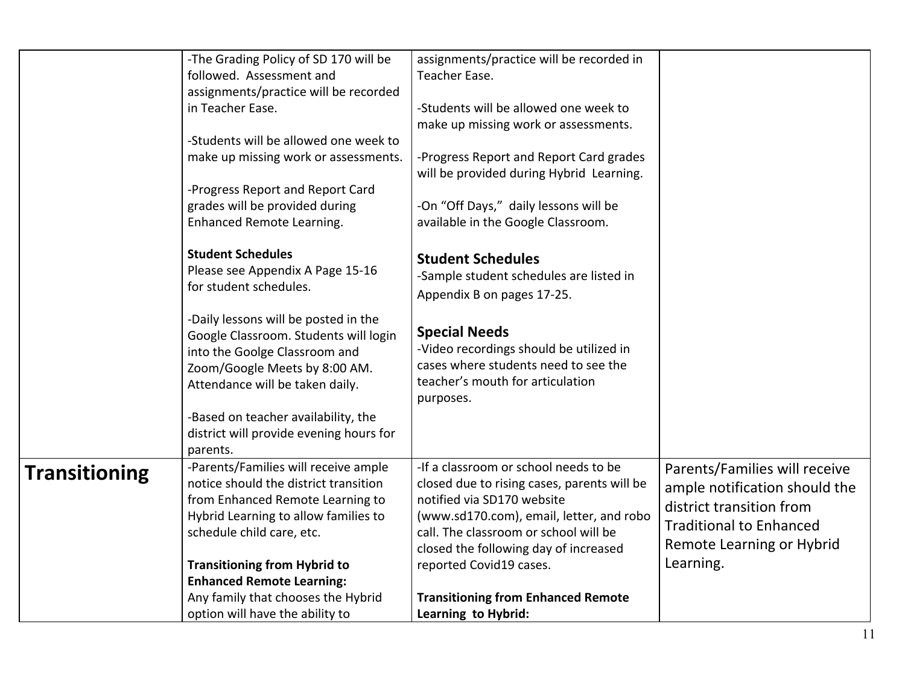| | | | |
|---|---|---|---|
| | -The Grading Policy of SD 170 will be followed. Assessment and assignments/practice will be recorded in Teacher Ease.<br><br>-Students will be allowed one week to make up missing work or assessments.<br><br>-Progress Report and Report Card grades will be provided during Enhanced Remote Learning.<br><br>**Student Schedules**<br>Please see Appendix A Page 15-16 for student schedules.<br><br>-Daily lessons will be posted in the Google Classroom. Students will login into the Goolge Classroom and Zoom/Google Meets by 8:00 AM. Attendance will be taken daily.<br><br>-Based on teacher availability, the district will provide evening hours for parents. | assignments/practice will be recorded in Teacher Ease.<br><br>-Students will be allowed one week to make up missing work or assessments.<br><br>-Progress Report and Report Card grades will be provided during Hybrid Learning.<br><br>-On "Off Days," daily lessons will be available in the Google Classroom.<br><br>**Student Schedules**<br>-Sample student schedules are listed in Appendix B on pages 17-25.<br><br>**Special Needs**<br>-Video recordings should be utilized in cases where students need to see the teacher's mouth for articulation purposes. | |
| **Transitioning** | -Parents/Families will receive ample notice should the district transition from Enhanced Remote Learning to Hybrid Learning to allow families to schedule child care, etc.<br><br>**Transitioning from Hybrid to Enhanced Remote Learning:**<br>Any family that chooses the Hybrid option will have the ability to | -If a classroom or school needs to be closed due to rising cases, parents will be notified via SD170 website (www.sd170.com), email, letter, and robo call. The classroom or school will be closed the following day of increased reported Covid19 cases.<br><br>**Transitioning from Enhanced Remote Learning to Hybrid:** | Parents/Families will receive ample notification should the district transition from Traditional to Enhanced Remote Learning or Hybrid Learning. |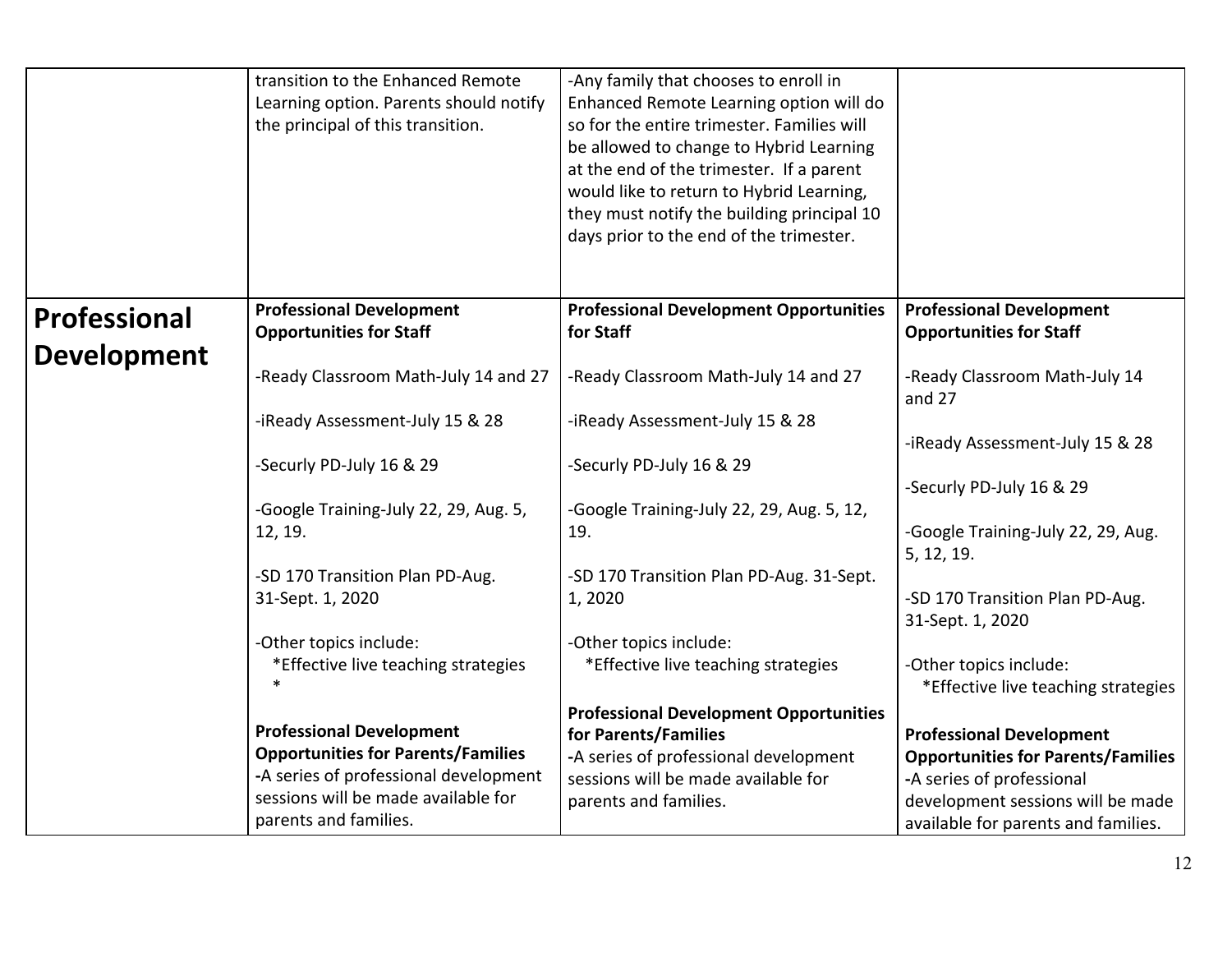| | | | |
|---|---|---|---|
| | transition to the Enhanced Remote Learning option. Parents should notify the principal of this transition. | -Any family that chooses to enroll in Enhanced Remote Learning option will do so for the entire trimester. Families will be allowed to change to Hybrid Learning at the end of the trimester. If a parent would like to return to Hybrid Learning, they must notify the building principal 10 days prior to the end of the trimester. | |
| **Professional Development** | **Professional Development Opportunities for Staff**<br><br>-Ready Classroom Math-July 14 and 27<br><br>-iReady Assessment-July 15 & 28<br><br>-Securly PD-July 16 & 29<br><br>-Google Training-July 22, 29, Aug. 5, 12, 19.<br><br>-SD 170 Transition Plan PD-Aug. 31-Sept. 1, 2020<br><br>-Other topics include:<br>*Effective live teaching strategies<br>*<br><br>**Professional Development Opportunities for Parents/Families**<br>-A series of professional development sessions will be made available for parents and families. | **Professional Development Opportunities for Staff**<br><br>-Ready Classroom Math-July 14 and 27<br><br>-iReady Assessment-July 15 & 28<br><br>-Securly PD-July 16 & 29<br><br>-Google Training-July 22, 29, Aug. 5, 12, 19.<br><br>-SD 170 Transition Plan PD-Aug. 31-Sept. 1, 2020<br><br>-Other topics include:<br>*Effective live teaching strategies<br><br>**Professional Development Opportunities for Parents/Families**<br>-A series of professional development sessions will be made available for parents and families. | **Professional Development Opportunities for Staff**<br><br>-Ready Classroom Math-July 14 and 27<br><br>-iReady Assessment-July 15 & 28<br><br>-Securly PD-July 16 & 29<br><br>-Google Training-July 22, 29, Aug. 5, 12, 19.<br><br>-SD 170 Transition Plan PD-Aug. 31-Sept. 1, 2020<br><br>-Other topics include:<br>*Effective live teaching strategies<br><br>**Professional Development Opportunities for Parents/Families**<br>-A series of professional development sessions will be made available for parents and families. |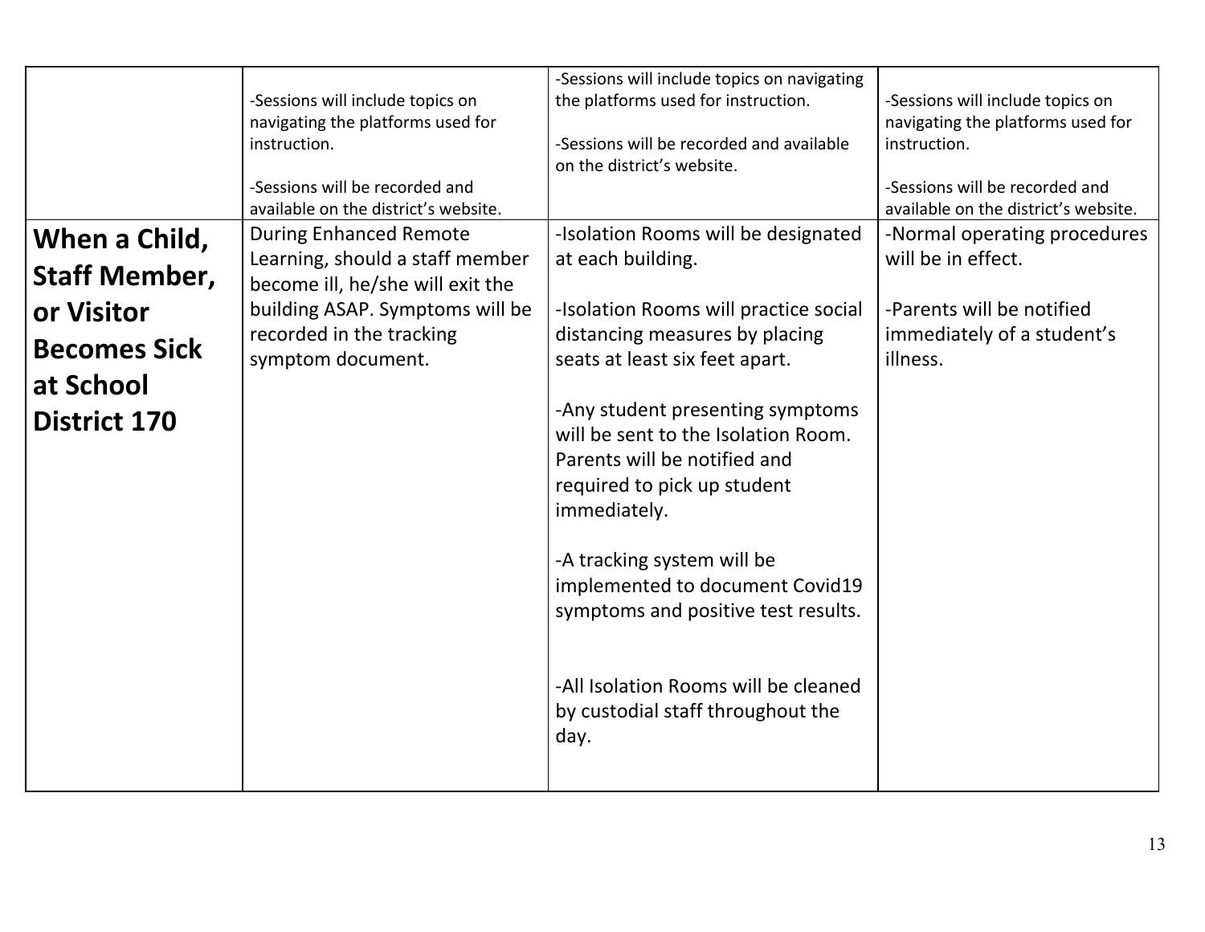| | | | |
|---|---|---|---|
| | -Sessions will include topics on navigating the platforms used for instruction.<br><br>-Sessions will be recorded and available on the district's website. | -Sessions will include topics on navigating the platforms used for instruction.<br><br>-Sessions will be recorded and available on the district's website. | -Sessions will include topics on navigating the platforms used for instruction.<br><br>-Sessions will be recorded and available on the district's website. |
| **When a Child, Staff Member, or Visitor Becomes Sick at School District 170** | During Enhanced Remote Learning, should a staff member become ill, he/she will exit the building ASAP. Symptoms will be recorded in the tracking symptom document. | -Isolation Rooms will be designated at each building.<br><br>-Isolation Rooms will practice social distancing measures by placing seats at least six feet apart.<br><br>-Any student presenting symptoms will be sent to the Isolation Room. Parents will be notified and required to pick up student immediately.<br><br>-A tracking system will be implemented to document Covid19 symptoms and positive test results.<br><br>-All Isolation Rooms will be cleaned by custodial staff throughout the day. | -Normal operating procedures will be in effect.<br><br>-Parents will be notified immediately of a student's illness. |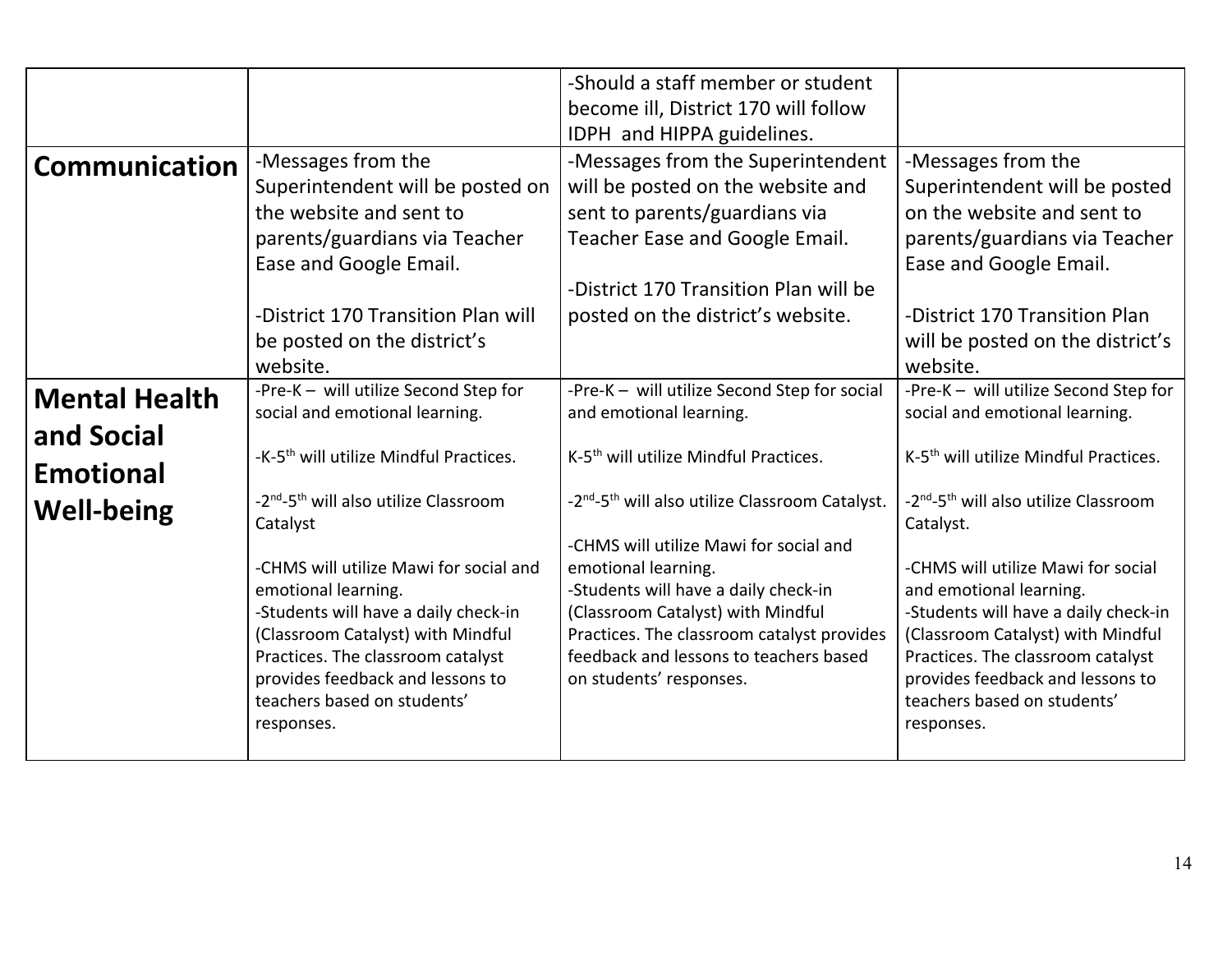| | | | |
|---|---|---|---|
| | | -Should a staff member or student become ill, District 170 will follow IDPH and HIPPA guidelines. | |
| **Communication** | -Messages from the Superintendent will be posted on the website and sent to parents/guardians via Teacher Ease and Google Email.<br><br>-District 170 Transition Plan will be posted on the district's website. | -Messages from the Superintendent will be posted on the website and sent to parents/guardians via Teacher Ease and Google Email.<br><br>-District 170 Transition Plan will be posted on the district's website. | -Messages from the Superintendent will be posted on the website and sent to parents/guardians via Teacher Ease and Google Email.<br><br>-District 170 Transition Plan will be posted on the district's website. |
| **Mental Health and Social Emotional Well-being** | -Pre-K – will utilize Second Step for social and emotional learning.<br><br>-K-5th will utilize Mindful Practices.<br><br>-2nd-5th will also utilize Classroom Catalyst<br><br>-CHMS will utilize Mawi for social and emotional learning.<br>-Students will have a daily check-in (Classroom Catalyst) with Mindful Practices. The classroom catalyst provides feedback and lessons to teachers based on students' responses. | -Pre-K – will utilize Second Step for social and emotional learning.<br><br>K-5th will utilize Mindful Practices.<br><br>-2nd-5th will also utilize Classroom Catalyst.<br><br>-CHMS will utilize Mawi for social and emotional learning.<br>-Students will have a daily check-in (Classroom Catalyst) with Mindful Practices. The classroom catalyst provides feedback and lessons to teachers based on students' responses. | -Pre-K – will utilize Second Step for social and emotional learning.<br><br>K-5th will utilize Mindful Practices.<br><br>-2nd-5th will also utilize Classroom Catalyst.<br><br>-CHMS will utilize Mawi for social and emotional learning.<br>-Students will have a daily check-in (Classroom Catalyst) with Mindful Practices. The classroom catalyst provides feedback and lessons to teachers based on students' responses. |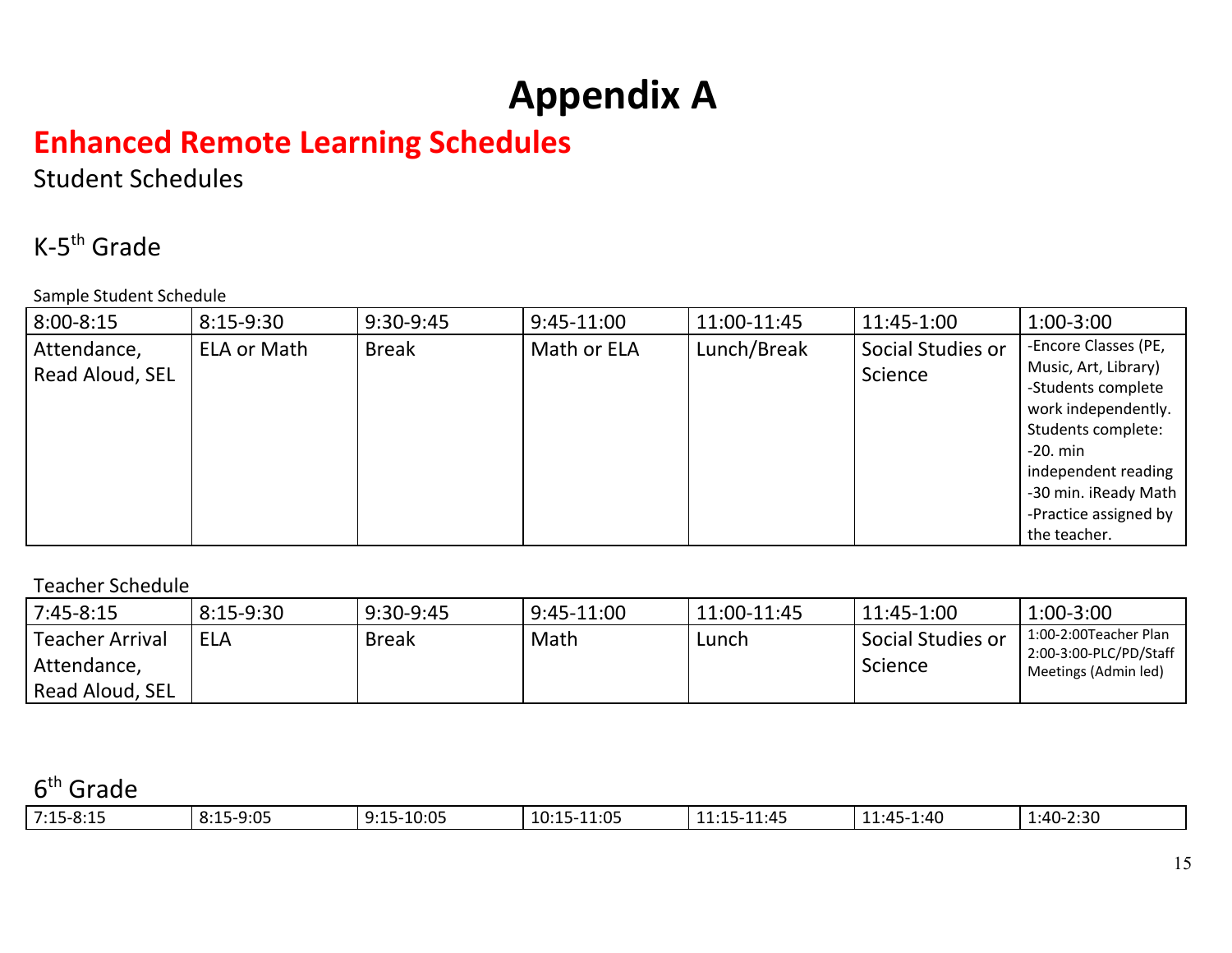# Appendix A

## Enhanced Remote Learning Schedules

Student Schedules

### K-5th Grade

Sample Student Schedule

| 8:00-8:15 | 8:15-9:30 | 9:30-9:45 | 9:45-11:00 | 11:00-11:45 | 11:45-1:00 | 1:00-3:00 |
|---|---|---|---|---|---|---|
| Attendance, Read Aloud, SEL | ELA or Math | Break | Math or ELA | Lunch/Break | Social Studies or Science | -Encore Classes (PE, Music, Art, Library) -Students complete work independently. Students complete: -20. min independent reading -30 min. iReady Math -Practice assigned by the teacher. |

Teacher Schedule

| 7:45-8:15 | 8:15-9:30 | 9:30-9:45 | 9:45-11:00 | 11:00-11:45 | 11:45-1:00 | 1:00-3:00 |
|---|---|---|---|---|---|---|
| Teacher Arrival Attendance, Read Aloud, SEL | ELA | Break | Math | Lunch | Social Studies or Science | 1:00-2:00Teacher Plan 2:00-3:00-PLC/PD/Staff Meetings (Admin led) |

### 6th Grade

| 7:15-8:15 | 8:15-9:05 | 9:15-10:05 | 10:15-11:05 | 11:15-11:45 | 11:45-1:40 | 1:40-2:30 |
|---|---|---|---|---|---|---|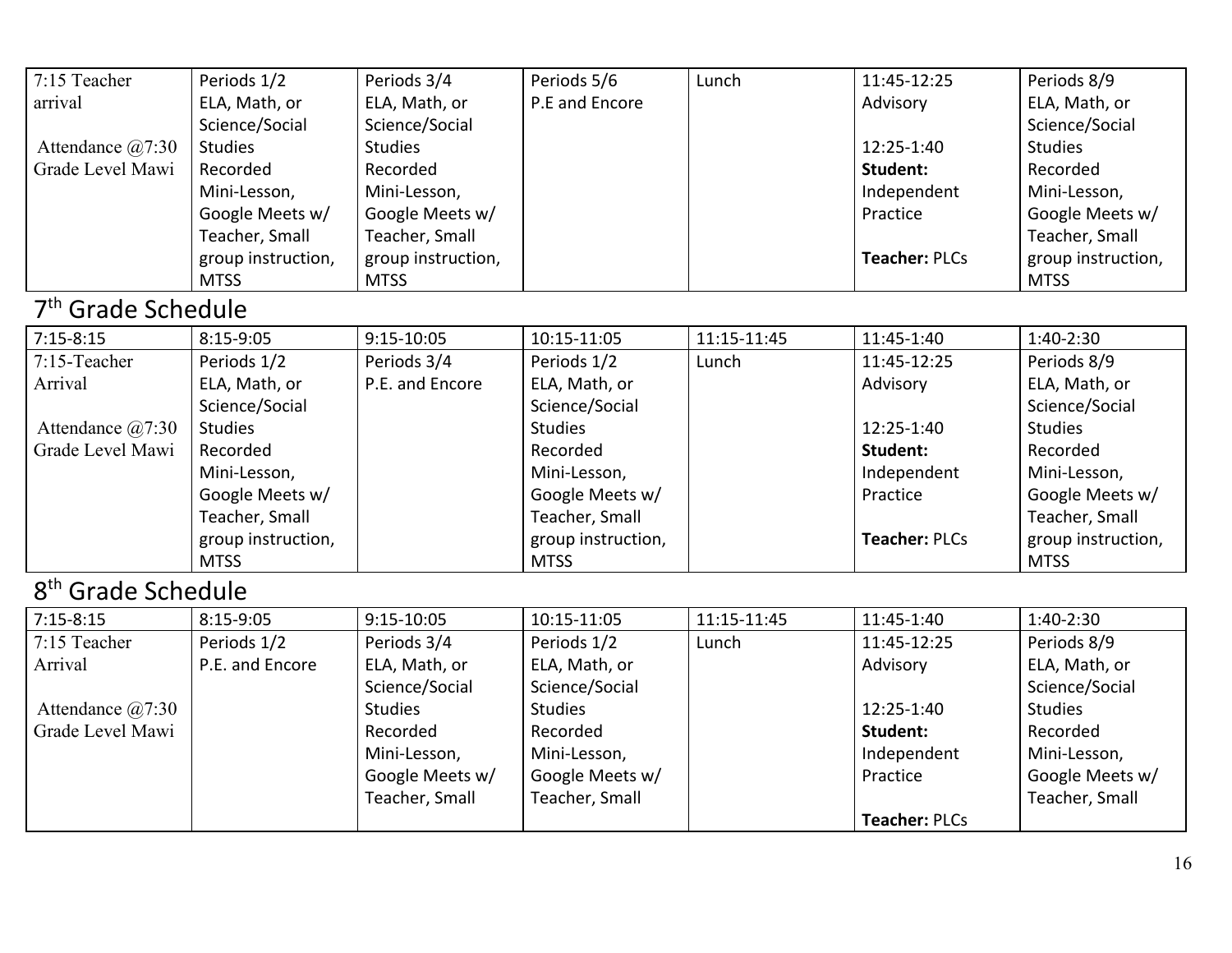| 7:15 Teacher arrival<br><br>Attendance @7:30 Grade Level Mawi | Periods 1/2 ELA, Math, or Science/Social Studies Recorded Mini-Lesson, Google Meets w/ Teacher, Small group instruction, MTSS | Periods 3/4 ELA, Math, or Science/Social Studies Recorded Mini-Lesson, Google Meets w/ Teacher, Small group instruction, MTSS | Periods 5/6 P.E and Encore | Lunch | 11:45-12:25 Advisory<br><br>12:25-1:40 **Student:** Independent Practice<br><br>**Teacher:** PLCs | Periods 8/9 ELA, Math, or Science/Social Studies Recorded Mini-Lesson, Google Meets w/ Teacher, Small group instruction, MTSS |
|---|---|---|---|---|---|---|

## 7th Grade Schedule

| 7:15-8:15 | 8:15-9:05 | 9:15-10:05 | 10:15-11:05 | 11:15-11:45 | 11:45-1:40 | 1:40-2:30 |
|---|---|---|---|---|---|---|
| 7:15-Teacher Arrival<br><br>Attendance @7:30 Grade Level Mawi | Periods 1/2 ELA, Math, or Science/Social Studies Recorded Mini-Lesson, Google Meets w/ Teacher, Small group instruction, MTSS | Periods 3/4 P.E. and Encore | Periods 1/2 ELA, Math, or Science/Social Studies Recorded Mini-Lesson, Google Meets w/ Teacher, Small group instruction, MTSS | Lunch | 11:45-12:25 Advisory<br><br>12:25-1:40 **Student:** Independent Practice<br><br>**Teacher:** PLCs | Periods 8/9 ELA, Math, or Science/Social Studies Recorded Mini-Lesson, Google Meets w/ Teacher, Small group instruction, MTSS |

## 8th Grade Schedule

| 7:15-8:15 | 8:15-9:05 | 9:15-10:05 | 10:15-11:05 | 11:15-11:45 | 11:45-1:40 | 1:40-2:30 |
|---|---|---|---|---|---|---|
| 7:15 Teacher Arrival<br><br>Attendance @7:30 Grade Level Mawi | Periods 1/2 P.E. and Encore | Periods 3/4 ELA, Math, or Science/Social Studies Recorded Mini-Lesson, Google Meets w/ Teacher, Small | Periods 1/2 ELA, Math, or Science/Social Studies Recorded Mini-Lesson, Google Meets w/ Teacher, Small | Lunch | 11:45-12:25 Advisory<br><br>12:25-1:40 **Student:** Independent Practice<br><br>**Teacher:** PLCs | Periods 8/9 ELA, Math, or Science/Social Studies Recorded Mini-Lesson, Google Meets w/ Teacher, Small |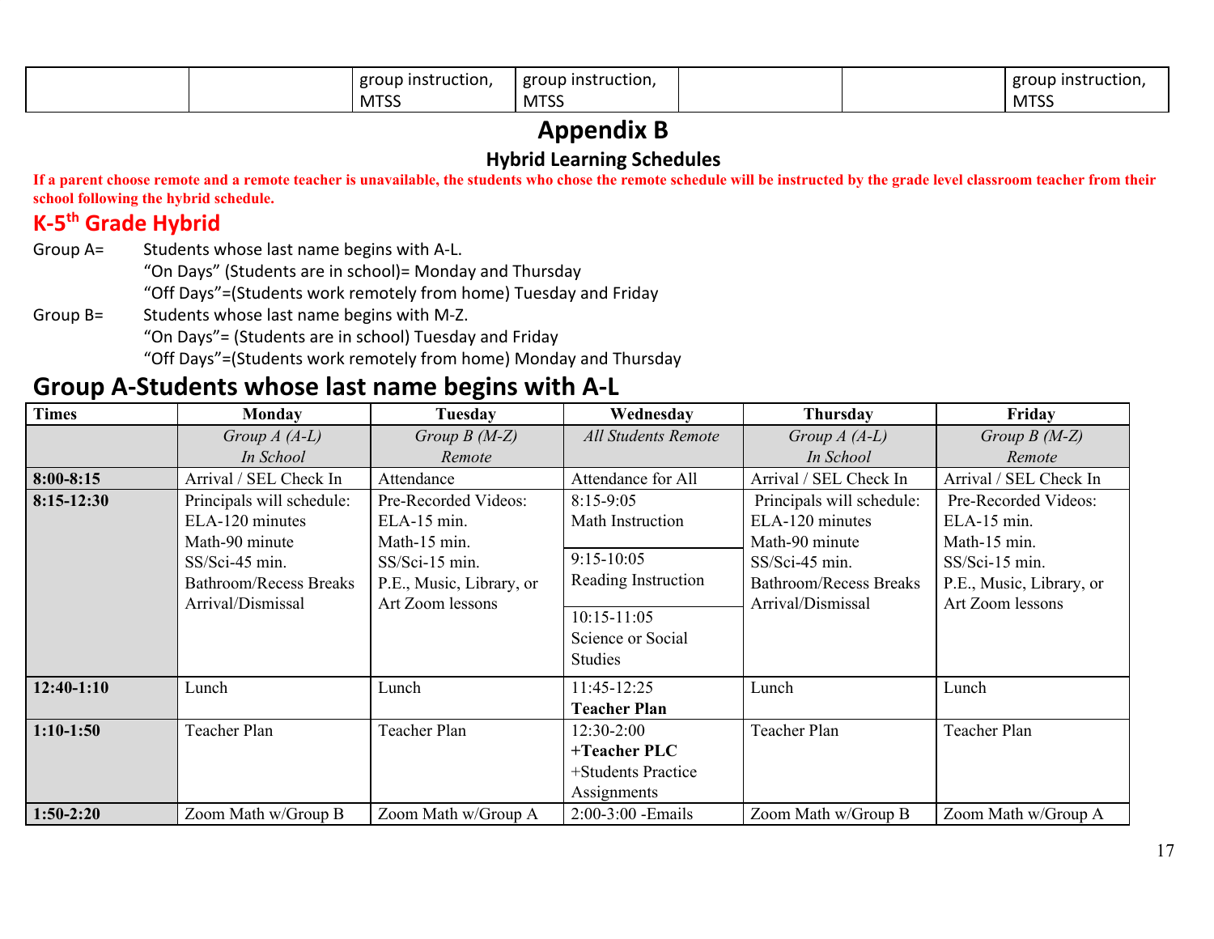| | | group instruction, MTSS | group instruction, MTSS | | | group instruction, MTSS |
|---|---|---|---|---|---|---|

# Appendix B

## Hybrid Learning Schedules

**If a parent choose remote and a remote teacher is unavailable, the students who chose the remote schedule will be instructed by the grade level classroom teacher from their school following the hybrid schedule.**

## K-5th Grade Hybrid

Group A= Students whose last name begins with A-L.
"On Days" (Students are in school)= Monday and Thursday
"Off Days"=(Students work remotely from home) Tuesday and Friday

Group B= Students whose last name begins with M-Z.
"On Days"= (Students are in school) Tuesday and Friday
"Off Days"=(Students work remotely from home) Monday and Thursday

## Group A-Students whose last name begins with A-L

| Times | Monday | Tuesday | Wednesday | Thursday | Friday |
|---|---|---|---|---|---|
| | *Group A (A-L) In School* | *Group B (M-Z) Remote* | *All Students Remote* | *Group A (A-L) In School* | *Group B (M-Z) Remote* |
| **8:00-8:15** | Arrival / SEL Check In | Attendance | Attendance for All | Arrival / SEL Check In | Arrival / SEL Check In |
| **8:15-12:30** | Principals will schedule: ELA-120 minutes Math-90 minute SS/Sci-45 min. Bathroom/Recess Breaks Arrival/Dismissal | Pre-Recorded Videos: ELA-15 min. Math-15 min. SS/Sci-15 min. P.E., Music, Library, or Art Zoom lessons | 8:15-9:05 Math Instruction<br>9:15-10:05 Reading Instruction<br>10:15-11:05 Science or Social Studies | Principals will schedule: ELA-120 minutes Math-90 minute SS/Sci-45 min. Bathroom/Recess Breaks Arrival/Dismissal | Pre-Recorded Videos: ELA-15 min. Math-15 min. SS/Sci-15 min. P.E., Music, Library, or Art Zoom lessons |
| **12:40-1:10** | Lunch | Lunch | 11:45-12:25 **Teacher Plan** | Lunch | Lunch |
| **1:10-1:50** | Teacher Plan | Teacher Plan | 12:30-2:00 **+Teacher PLC** +Students Practice Assignments | Teacher Plan | Teacher Plan |
| **1:50-2:20** | Zoom Math w/Group B | Zoom Math w/Group A | 2:00-3:00 -Emails | Zoom Math w/Group B | Zoom Math w/Group A |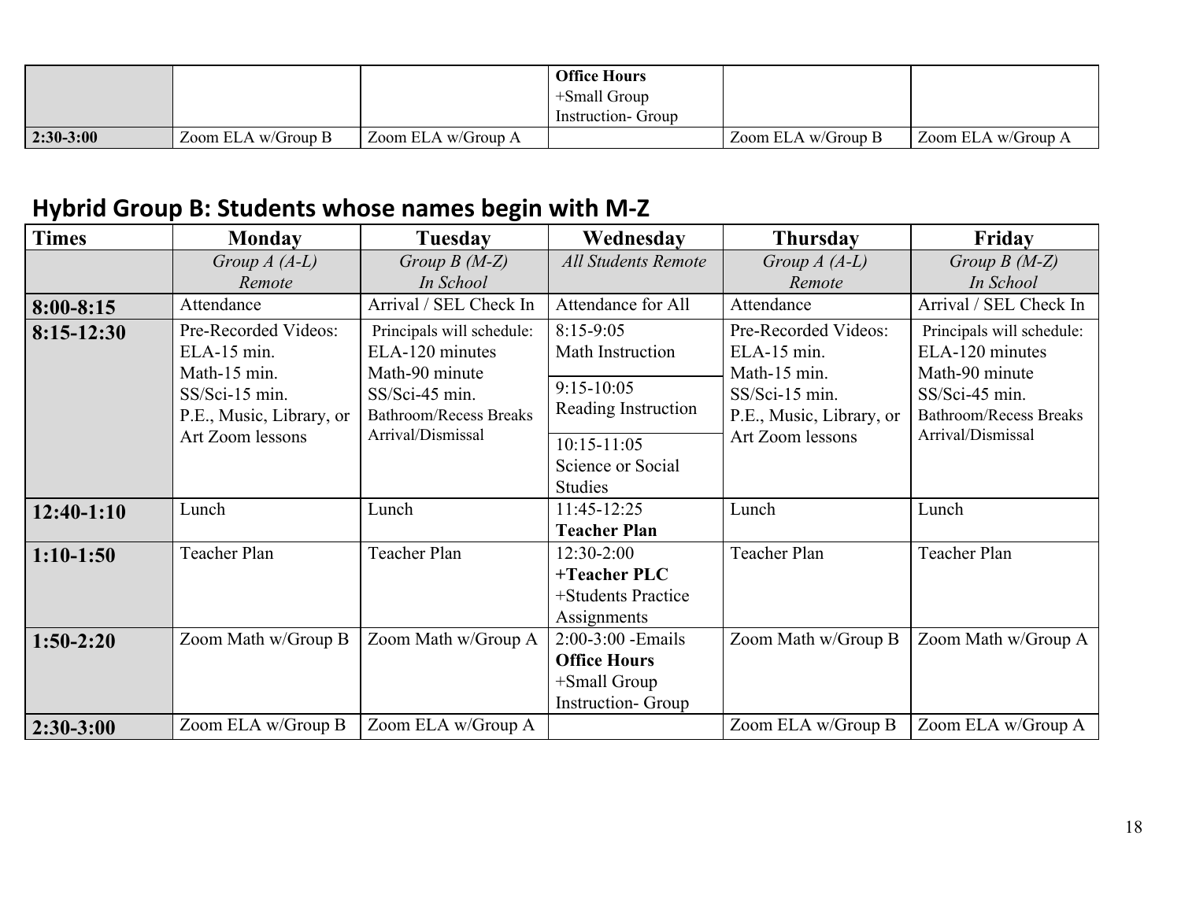| | | | Office Hours<br>+Small Group<br>Instruction- Group | | |
|---|---|---|---|---|---|
| **2:30-3:00** | Zoom ELA w/Group B | Zoom ELA w/Group A | | Zoom ELA w/Group B | Zoom ELA w/Group A |

## Hybrid Group B: Students whose names begin with M-Z

| Times | Monday | Tuesday | Wednesday | Thursday | Friday |
|---|---|---|---|---|---|
| | *Group A (A-L)*<br>*Remote* | *Group B (M-Z)*<br>*In School* | *All Students Remote* | *Group A (A-L)*<br>*Remote* | *Group B (M-Z)*<br>*In School* |
| **8:00-8:15** | Attendance | Arrival / SEL Check In | Attendance for All | Attendance | Arrival / SEL Check In |
| **8:15-12:30** | Pre-Recorded Videos:<br>ELA-15 min.<br>Math-15 min.<br>SS/Sci-15 min.<br>P.E., Music, Library, or Art Zoom lessons | Principals will schedule:<br>ELA-120 minutes<br>Math-90 minute<br>SS/Sci-45 min.<br>Bathroom/Recess Breaks<br>Arrival/Dismissal | 8:15-9:05<br>Math Instruction<br>9:15-10:05<br>Reading Instruction<br>10:15-11:05<br>Science or Social Studies | Pre-Recorded Videos:<br>ELA-15 min.<br>Math-15 min.<br>SS/Sci-15 min.<br>P.E., Music, Library, or Art Zoom lessons | Principals will schedule:<br>ELA-120 minutes<br>Math-90 minute<br>SS/Sci-45 min.<br>Bathroom/Recess Breaks<br>Arrival/Dismissal |
| **12:40-1:10** | Lunch | Lunch | 11:45-12:25<br>**Teacher Plan** | Lunch | Lunch |
| **1:10-1:50** | Teacher Plan | Teacher Plan | 12:30-2:00<br>**+Teacher PLC**<br>+Students Practice Assignments | Teacher Plan | Teacher Plan |
| **1:50-2:20** | Zoom Math w/Group B | Zoom Math w/Group A | 2:00-3:00 -Emails<br>**Office Hours**<br>+Small Group<br>Instruction- Group | Zoom Math w/Group B | Zoom Math w/Group A |
| **2:30-3:00** | Zoom ELA w/Group B | Zoom ELA w/Group A | | Zoom ELA w/Group B | Zoom ELA w/Group A |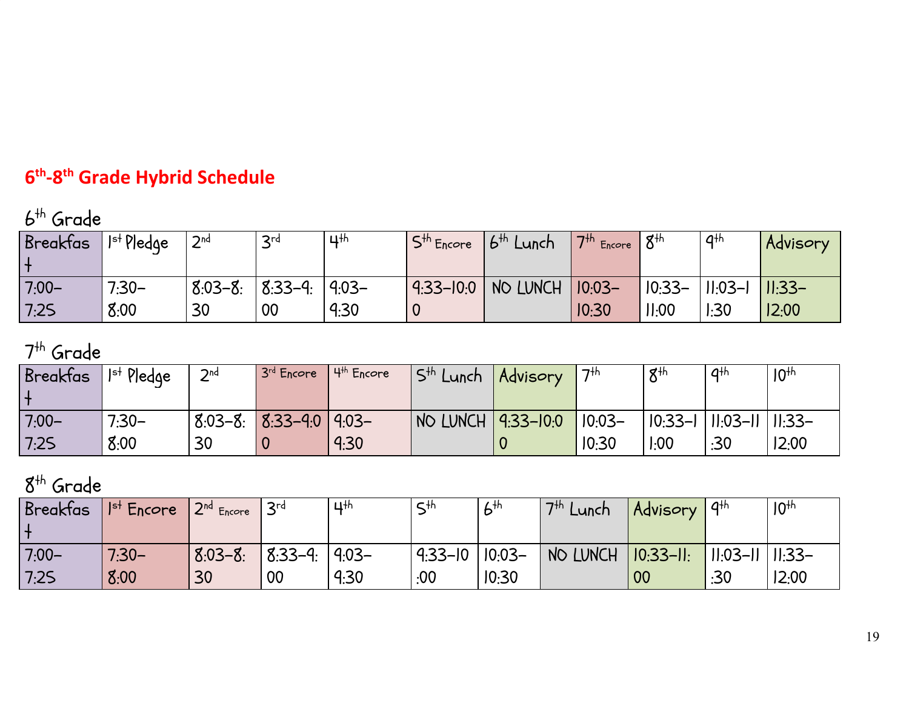## $6^{th}$-$8^{th}$ Grade Hybrid Schedule

### $6^{th}$ Grade

| Breakfast | 1st Pledge | 2nd | 3rd | 4th | 5th Encore | 6th Lunch | 7th Encore | 8th | 9th | Advisory |
|---|---|---|---|---|---|---|---|---|---|---|
| 7:00–7:25 | 7:30–8:00 | 8:03–8:30 | 8:33–9:00 | 9:03–9:30 | 9:33–10:00 | NO LUNCH | 10:03–10:30 | 10:33–11:00 | 11:03–11:30 | 11:33–12:00 |

### $7^{th}$ Grade

| Breakfast | 1st Pledge | 2nd | 3rd Encore | 4th Encore | 5th Lunch | Advisory | 7th | 8th | 9th | 10th |
|---|---|---|---|---|---|---|---|---|---|---|
| 7:00–7:25 | 7:30–8:00 | 8:03–8:30 | 8:33–9:00 | 9:03–9:30 | NO LUNCH | 9:33–10:00 | 10:03–10:30 | 10:33–11:00 | 11:03–11:30 | 11:33–12:00 |

### $8^{th}$ Grade

| Breakfast | 1st Encore | 2nd Encore | 3rd | 4th | 5th | 6th | 7th Lunch | Advisory | 9th | 10th |
|---|---|---|---|---|---|---|---|---|---|---|
| 7:00–7:25 | 7:30–8:00 | 8:03–8:30 | 8:33–9:00 | 9:03–9:30 | 9:33–10:00 | 10:03–10:30 | NO LUNCH | 10:33–11:00 | 11:03–11:30 | 11:33–12:00 |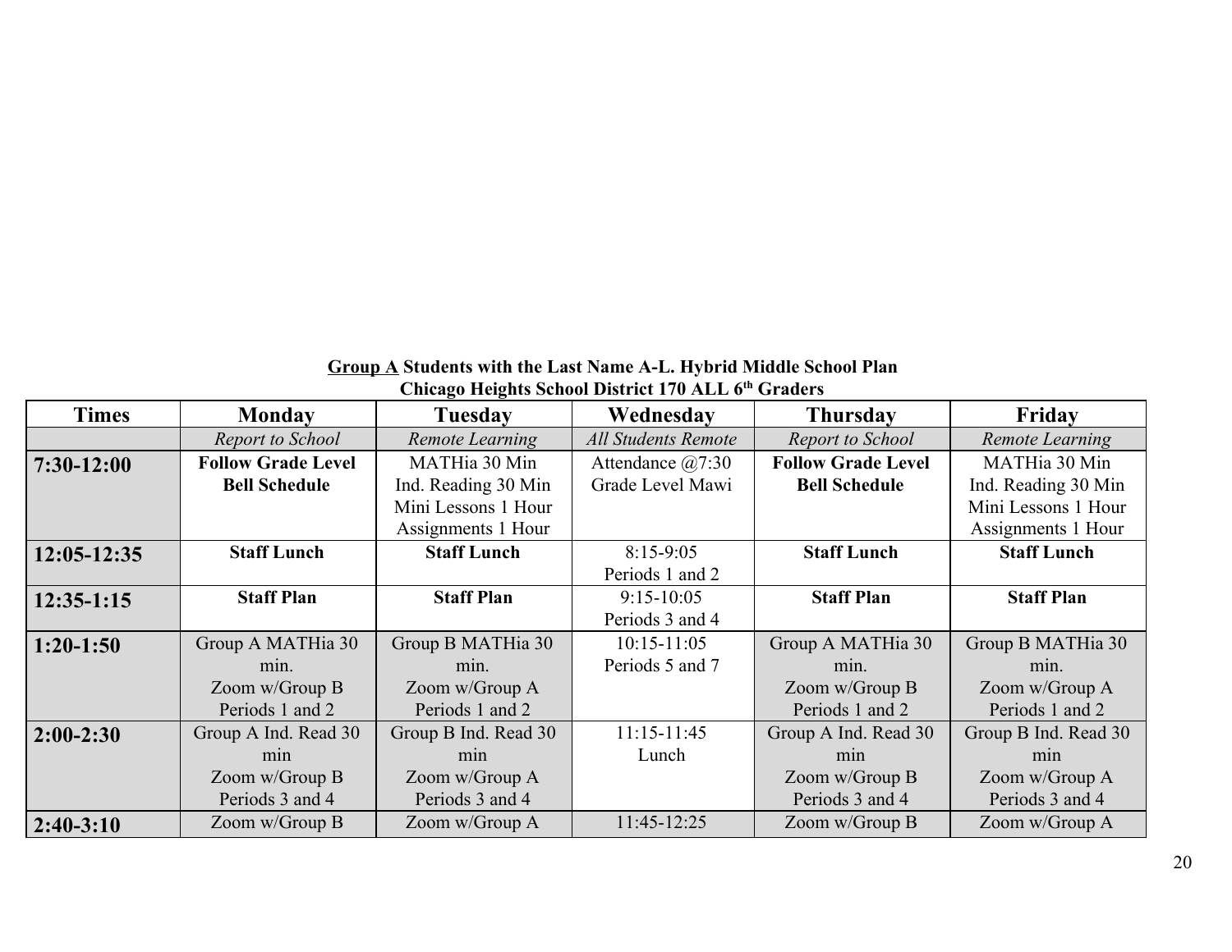**<u>Group A</u> Students with the Last Name A-L. Hybrid Middle School Plan**
**Chicago Heights School District 170 ALL 6th Graders**

| Times | Monday | Tuesday | Wednesday | Thursday | Friday |
|---|---|---|---|---|---|
| | *Report to School* | *Remote Learning* | *All Students Remote* | *Report to School* | *Remote Learning* |
| **7:30-12:00** | **Follow Grade Level Bell Schedule** | MATHia 30 Min Ind. Reading 30 Min Mini Lessons 1 Hour Assignments 1 Hour | Attendance @7:30 Grade Level Mawi | **Follow Grade Level Bell Schedule** | MATHia 30 Min Ind. Reading 30 Min Mini Lessons 1 Hour Assignments 1 Hour |
| **12:05-12:35** | **Staff Lunch** | **Staff Lunch** | 8:15-9:05 Periods 1 and 2 | **Staff Lunch** | **Staff Lunch** |
| **12:35-1:15** | **Staff Plan** | **Staff Plan** | 9:15-10:05 Periods 3 and 4 | **Staff Plan** | **Staff Plan** |
| **1:20-1:50** | Group A MATHia 30 min. Zoom w/Group B Periods 1 and 2 | Group B MATHia 30 min. Zoom w/Group A Periods 1 and 2 | 10:15-11:05 Periods 5 and 7 | Group A MATHia 30 min. Zoom w/Group B Periods 1 and 2 | Group B MATHia 30 min. Zoom w/Group A Periods 1 and 2 |
| **2:00-2:30** | Group A Ind. Read 30 min Zoom w/Group B Periods 3 and 4 | Group B Ind. Read 30 min Zoom w/Group A Periods 3 and 4 | 11:15-11:45 Lunch | Group A Ind. Read 30 min Zoom w/Group B Periods 3 and 4 | Group B Ind. Read 30 min Zoom w/Group A Periods 3 and 4 |
| **2:40-3:10** | Zoom w/Group B | Zoom w/Group A | 11:45-12:25 | Zoom w/Group B | Zoom w/Group A |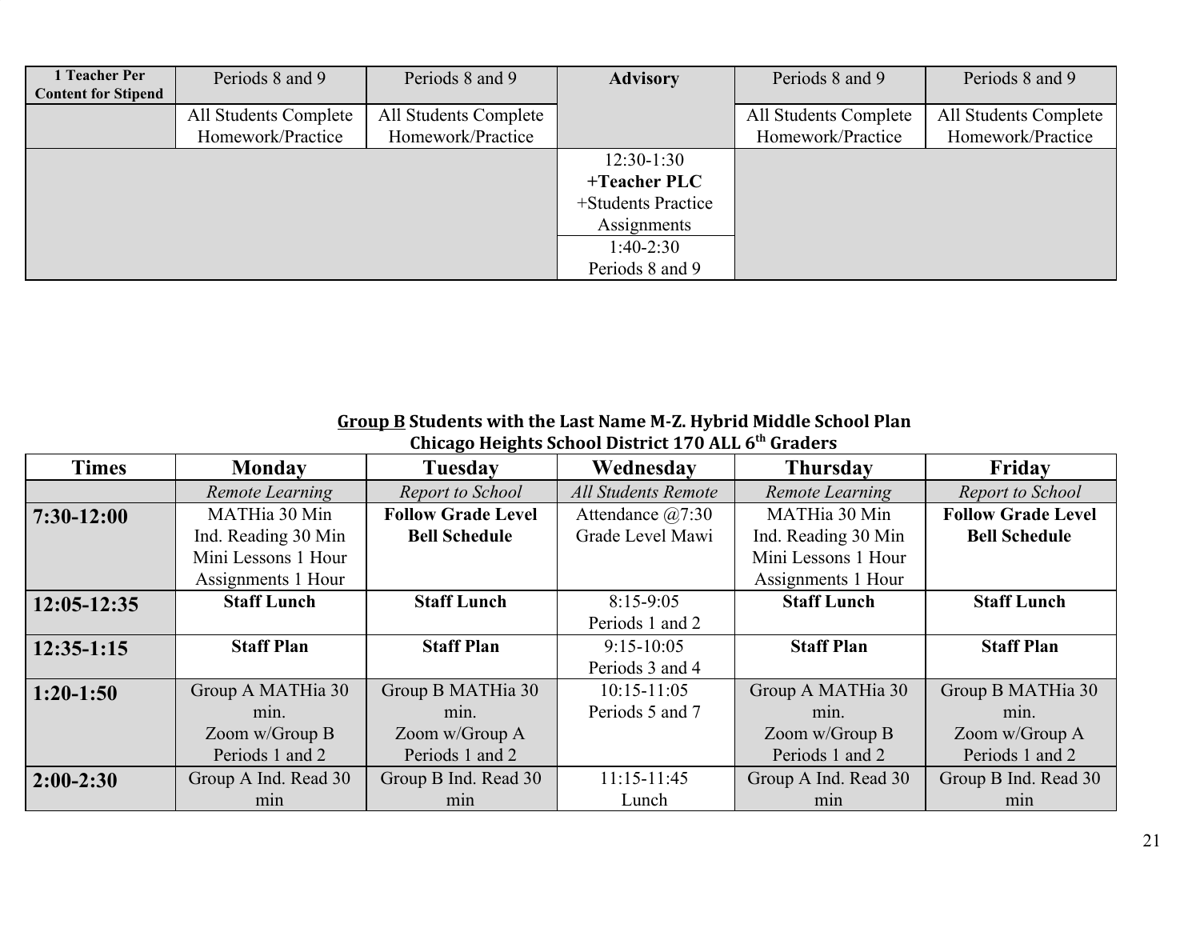| 1 Teacher Per Content for Stipend | Periods 8 and 9 | Periods 8 and 9 | **Advisory** | Periods 8 and 9 | Periods 8 and 9 |
|---|---|---|---|---|---|
| | All Students Complete Homework/Practice | All Students Complete Homework/Practice | | All Students Complete Homework/Practice | All Students Complete Homework/Practice |
| | | | 12:30-1:30 **+Teacher PLC** +Students Practice Assignments | | |
| | | | 1:40-2:30 Periods 8 and 9 | | |

**Group B Students with the Last Name M-Z. Hybrid Middle School Plan**
**Chicago Heights School District 170 ALL 6th Graders**

| Times | Monday | Tuesday | Wednesday | Thursday | Friday |
|---|---|---|---|---|---|
| | *Remote Learning* | *Report to School* | *All Students Remote* | *Remote Learning* | *Report to School* |
| **7:30-12:00** | MATHia 30 Min Ind. Reading 30 Min Mini Lessons 1 Hour Assignments 1 Hour | **Follow Grade Level Bell Schedule** | Attendance @7:30 Grade Level Mawi | MATHia 30 Min Ind. Reading 30 Min Mini Lessons 1 Hour Assignments 1 Hour | **Follow Grade Level Bell Schedule** |
| **12:05-12:35** | **Staff Lunch** | **Staff Lunch** | 8:15-9:05 Periods 1 and 2 | **Staff Lunch** | **Staff Lunch** |
| **12:35-1:15** | **Staff Plan** | **Staff Plan** | 9:15-10:05 Periods 3 and 4 | **Staff Plan** | **Staff Plan** |
| **1:20-1:50** | Group A MATHia 30 min. Zoom w/Group B Periods 1 and 2 | Group B MATHia 30 min. Zoom w/Group A Periods 1 and 2 | 10:15-11:05 Periods 5 and 7 | Group A MATHia 30 min. Zoom w/Group B Periods 1 and 2 | Group B MATHia 30 min. Zoom w/Group A Periods 1 and 2 |
| **2:00-2:30** | Group A Ind. Read 30 min | Group B Ind. Read 30 min | 11:15-11:45 Lunch | Group A Ind. Read 30 min | Group B Ind. Read 30 min |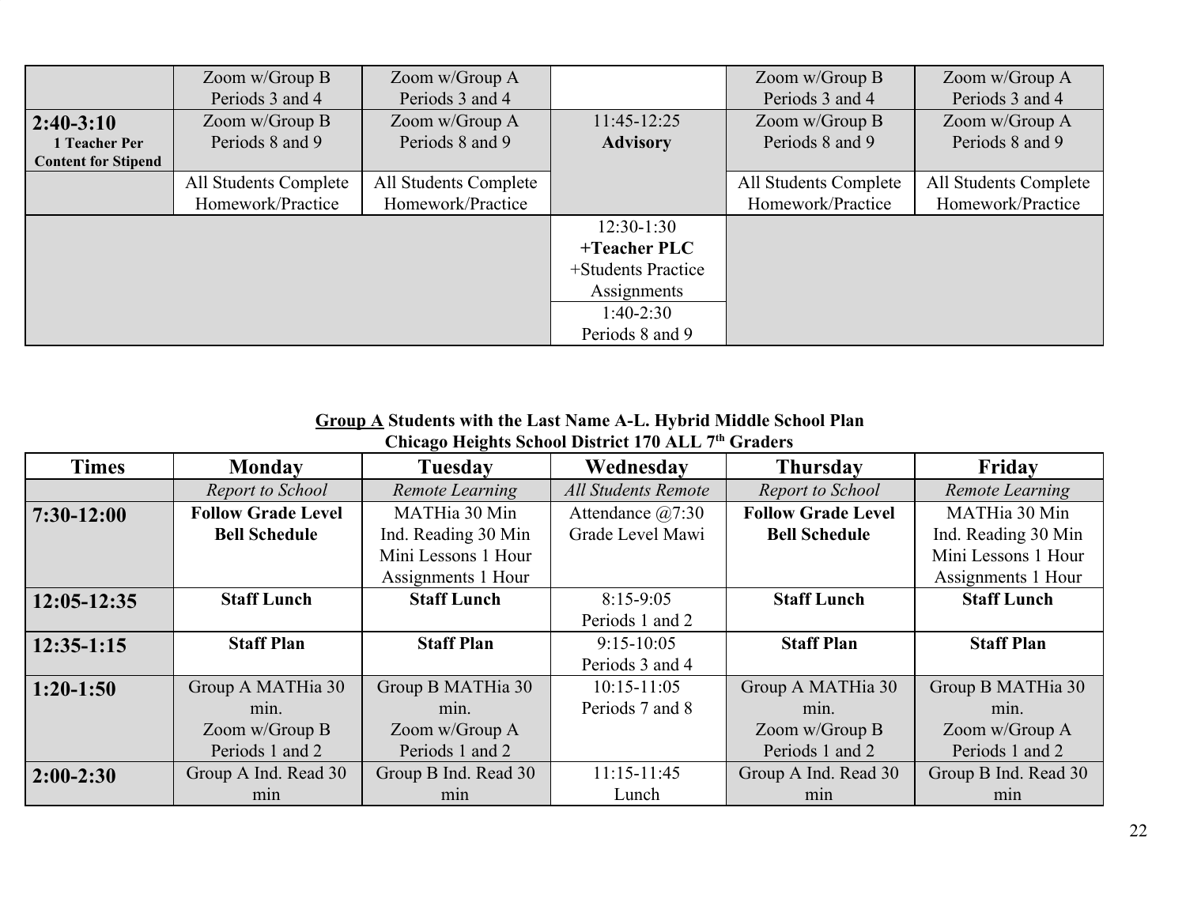| | | | | | |
|---|---|---|---|---|---|
| | Zoom w/Group B Periods 3 and 4 | Zoom w/Group A Periods 3 and 4 | | Zoom w/Group B Periods 3 and 4 | Zoom w/Group A Periods 3 and 4 |
| **2:40-3:10** **1 Teacher Per Content for Stipend** | Zoom w/Group B Periods 8 and 9 | Zoom w/Group A Periods 8 and 9 | 11:45-12:25 **Advisory** | Zoom w/Group B Periods 8 and 9 | Zoom w/Group A Periods 8 and 9 |
| | All Students Complete Homework/Practice | All Students Complete Homework/Practice | | All Students Complete Homework/Practice | All Students Complete Homework/Practice |
| | | | 12:30-1:30 **+Teacher PLC** +Students Practice Assignments | | |
| | | | 1:40-2:30 Periods 8 and 9 | | |

**<u>Group A</u> Students with the Last Name A-L. Hybrid Middle School Plan**
**Chicago Heights School District 170 ALL 7th Graders**

| Times | Monday | Tuesday | Wednesday | Thursday | Friday |
|---|---|---|---|---|---|
| | *Report to School* | *Remote Learning* | *All Students Remote* | *Report to School* | *Remote Learning* |
| **7:30-12:00** | **Follow Grade Level Bell Schedule** | MATHia 30 Min Ind. Reading 30 Min Mini Lessons 1 Hour Assignments 1 Hour | Attendance @7:30 Grade Level Mawi | **Follow Grade Level Bell Schedule** | MATHia 30 Min Ind. Reading 30 Min Mini Lessons 1 Hour Assignments 1 Hour |
| **12:05-12:35** | **Staff Lunch** | **Staff Lunch** | 8:15-9:05 Periods 1 and 2 | **Staff Lunch** | **Staff Lunch** |
| **12:35-1:15** | **Staff Plan** | **Staff Plan** | 9:15-10:05 Periods 3 and 4 | **Staff Plan** | **Staff Plan** |
| **1:20-1:50** | Group A MATHia 30 min. Zoom w/Group B Periods 1 and 2 | Group B MATHia 30 min. Zoom w/Group A Periods 1 and 2 | 10:15-11:05 Periods 7 and 8 | Group A MATHia 30 min. Zoom w/Group B Periods 1 and 2 | Group B MATHia 30 min. Zoom w/Group A Periods 1 and 2 |
| **2:00-2:30** | Group A Ind. Read 30 min | Group B Ind. Read 30 min | 11:15-11:45 Lunch | Group A Ind. Read 30 min | Group B Ind. Read 30 min |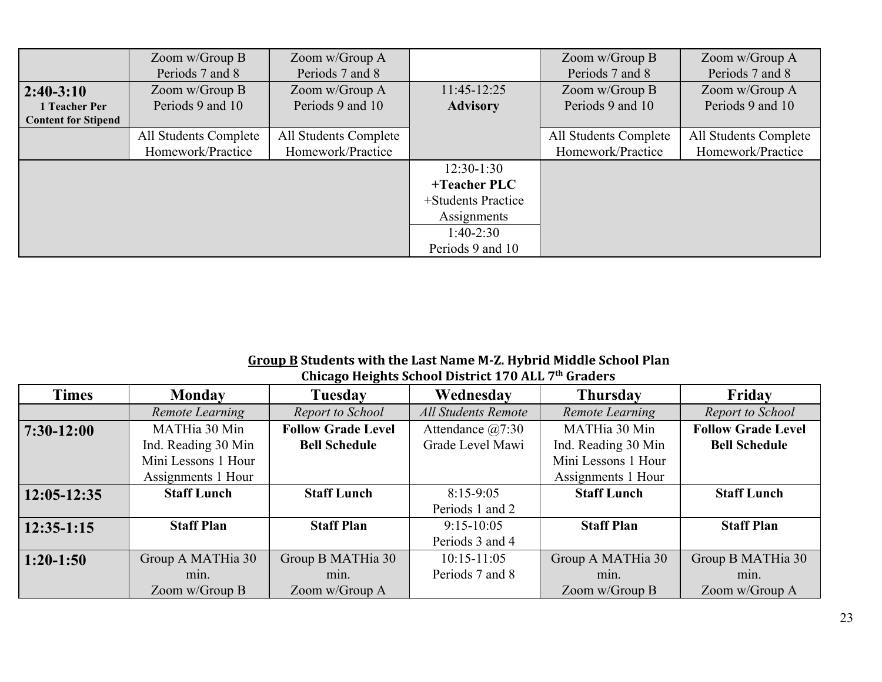| | | | | | |
|---|---|---|---|---|---|
| | Zoom w/Group B Periods 7 and 8 | Zoom w/Group A Periods 7 and 8 | | Zoom w/Group B Periods 7 and 8 | Zoom w/Group A Periods 7 and 8 |
| **2:40-3:10** **1 Teacher Per Content for Stipend** | Zoom w/Group B Periods 9 and 10 | Zoom w/Group A Periods 9 and 10 | 11:45-12:25 **Advisory** | Zoom w/Group B Periods 9 and 10 | Zoom w/Group A Periods 9 and 10 |
| | All Students Complete Homework/Practice | All Students Complete Homework/Practice | | All Students Complete Homework/Practice | All Students Complete Homework/Practice |
| | | | 12:30-1:30 **+Teacher PLC** +Students Practice Assignments | | |
| | | | 1:40-2:30 Periods 9 and 10 | | |

**<u>Group B</u> Students with the Last Name M-Z. Hybrid Middle School Plan**
**Chicago Heights School District 170 ALL 7th Graders**

| Times | Monday | Tuesday | Wednesday | Thursday | Friday |
|---|---|---|---|---|---|
| | *Remote Learning* | *Report to School* | *All Students Remote* | *Remote Learning* | *Report to School* |
| **7:30-12:00** | MATHia 30 Min Ind. Reading 30 Min Mini Lessons 1 Hour Assignments 1 Hour | **Follow Grade Level Bell Schedule** | Attendance @7:30 Grade Level Mawi | MATHia 30 Min Ind. Reading 30 Min Mini Lessons 1 Hour Assignments 1 Hour | **Follow Grade Level Bell Schedule** |
| **12:05-12:35** | **Staff Lunch** | **Staff Lunch** | 8:15-9:05 Periods 1 and 2 | **Staff Lunch** | **Staff Lunch** |
| **12:35-1:15** | **Staff Plan** | **Staff Plan** | 9:15-10:05 Periods 3 and 4 | **Staff Plan** | **Staff Plan** |
| **1:20-1:50** | Group A MATHia 30 min. Zoom w/Group B | Group B MATHia 30 min. Zoom w/Group A | 10:15-11:05 Periods 7 and 8 | Group A MATHia 30 min. Zoom w/Group B | Group B MATHia 30 min. Zoom w/Group A |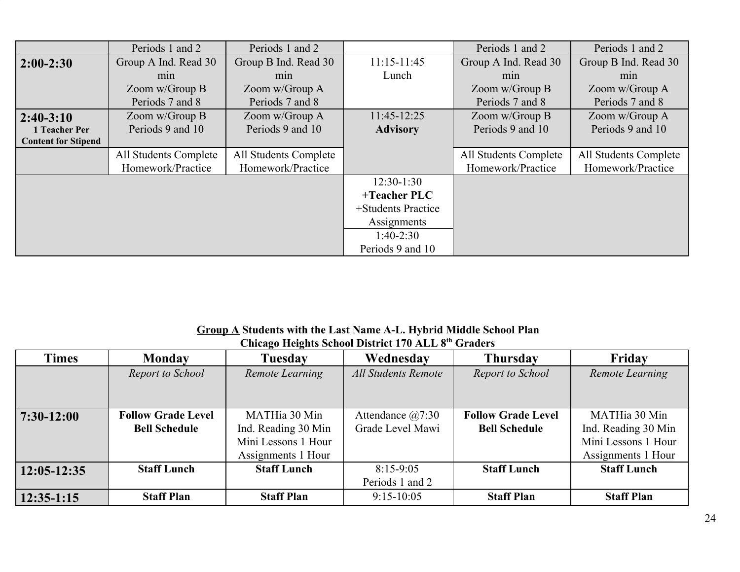| | | | | | |
|---|---|---|---|---|---|
| | Periods 1 and 2 | Periods 1 and 2 | | Periods 1 and 2 | Periods 1 and 2 |
| **2:00-2:30** | Group A Ind. Read 30 min Zoom w/Group B Periods 7 and 8 | Group B Ind. Read 30 min Zoom w/Group A Periods 7 and 8 | 11:15-11:45 Lunch | Group A Ind. Read 30 min Zoom w/Group B Periods 7 and 8 | Group B Ind. Read 30 min Zoom w/Group A Periods 7 and 8 |
| **2:40-3:10** **1 Teacher Per Content for Stipend** | Zoom w/Group B Periods 9 and 10 | Zoom w/Group A Periods 9 and 10 | 11:45-12:25 **Advisory** | Zoom w/Group B Periods 9 and 10 | Zoom w/Group A Periods 9 and 10 |
| | All Students Complete Homework/Practice | All Students Complete Homework/Practice | | All Students Complete Homework/Practice | All Students Complete Homework/Practice |
| | | | 12:30-1:30 **+Teacher PLC** +Students Practice Assignments | | |
| | | | 1:40-2:30 Periods 9 and 10 | | |

**Group A Students with the Last Name A-L. Hybrid Middle School Plan**
**Chicago Heights School District 170 ALL 8th Graders**

| Times | Monday | Tuesday | Wednesday | Thursday | Friday |
|---|---|---|---|---|---|
| | *Report to School* | *Remote Learning* | *All Students Remote* | *Report to School* | *Remote Learning* |
| **7:30-12:00** | **Follow Grade Level Bell Schedule** | MATHia 30 Min Ind. Reading 30 Min Mini Lessons 1 Hour Assignments 1 Hour | Attendance @7:30 Grade Level Mawi | **Follow Grade Level Bell Schedule** | MATHia 30 Min Ind. Reading 30 Min Mini Lessons 1 Hour Assignments 1 Hour |
| **12:05-12:35** | **Staff Lunch** | **Staff Lunch** | 8:15-9:05 Periods 1 and 2 | **Staff Lunch** | **Staff Lunch** |
| **12:35-1:15** | **Staff Plan** | **Staff Plan** | 9:15-10:05 | **Staff Plan** | **Staff Plan** |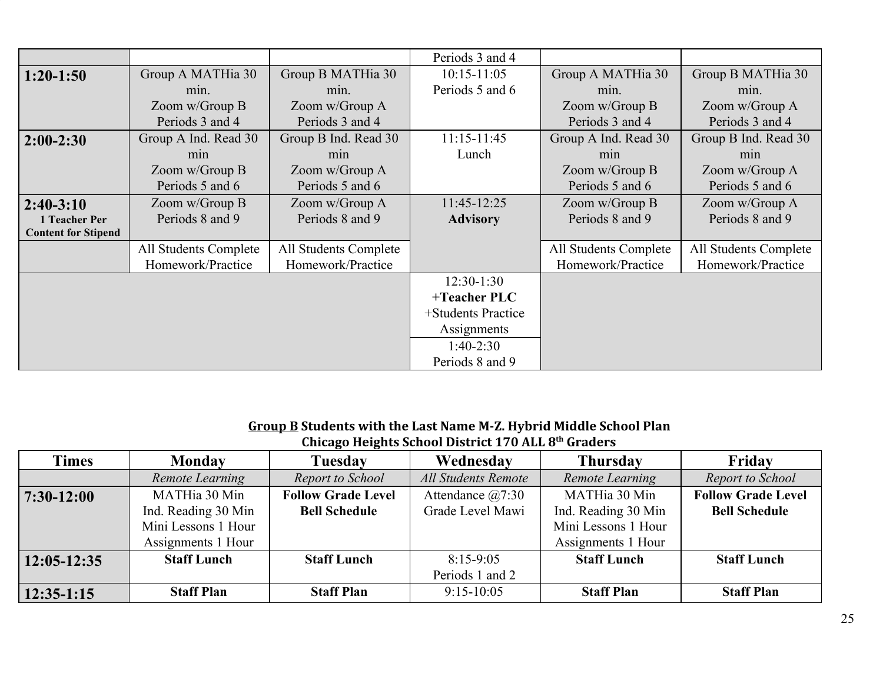| | | | | | |
|---|---|---|---|---|---|
| | | | Periods 3 and 4 | | |
| **1:20-1:50** | Group A MATHia 30 min. Zoom w/Group B Periods 3 and 4 | Group B MATHia 30 min. Zoom w/Group A Periods 3 and 4 | 10:15-11:05 Periods 5 and 6 | Group A MATHia 30 min. Zoom w/Group B Periods 3 and 4 | Group B MATHia 30 min. Zoom w/Group A Periods 3 and 4 |
| **2:00-2:30** | Group A Ind. Read 30 min Zoom w/Group B Periods 5 and 6 | Group B Ind. Read 30 min Zoom w/Group A Periods 5 and 6 | 11:15-11:45 Lunch | Group A Ind. Read 30 min Zoom w/Group B Periods 5 and 6 | Group B Ind. Read 30 min Zoom w/Group A Periods 5 and 6 |
| **2:40-3:10** **1 Teacher Per Content for Stipend** | Zoom w/Group B Periods 8 and 9 | Zoom w/Group A Periods 8 and 9 | 11:45-12:25 **Advisory** | Zoom w/Group B Periods 8 and 9 | Zoom w/Group A Periods 8 and 9 |
| | All Students Complete Homework/Practice | All Students Complete Homework/Practice | | All Students Complete Homework/Practice | All Students Complete Homework/Practice |
| | | | 12:30-1:30 **+Teacher PLC** +Students Practice Assignments | | |
| | | | 1:40-2:30 Periods 8 and 9 | | |

**Group B Students with the Last Name M-Z. Hybrid Middle School Plan**
**Chicago Heights School District 170 ALL 8th Graders**

| Times | Monday | Tuesday | Wednesday | Thursday | Friday |
|---|---|---|---|---|---|
| | *Remote Learning* | *Report to School* | *All Students Remote* | *Remote Learning* | *Report to School* |
| **7:30-12:00** | MATHia 30 Min Ind. Reading 30 Min Mini Lessons 1 Hour Assignments 1 Hour | **Follow Grade Level Bell Schedule** | Attendance @7:30 Grade Level Mawi | MATHia 30 Min Ind. Reading 30 Min Mini Lessons 1 Hour Assignments 1 Hour | **Follow Grade Level Bell Schedule** |
| **12:05-12:35** | **Staff Lunch** | **Staff Lunch** | 8:15-9:05 Periods 1 and 2 | **Staff Lunch** | **Staff Lunch** |
| **12:35-1:15** | **Staff Plan** | **Staff Plan** | 9:15-10:05 | **Staff Plan** | **Staff Plan** |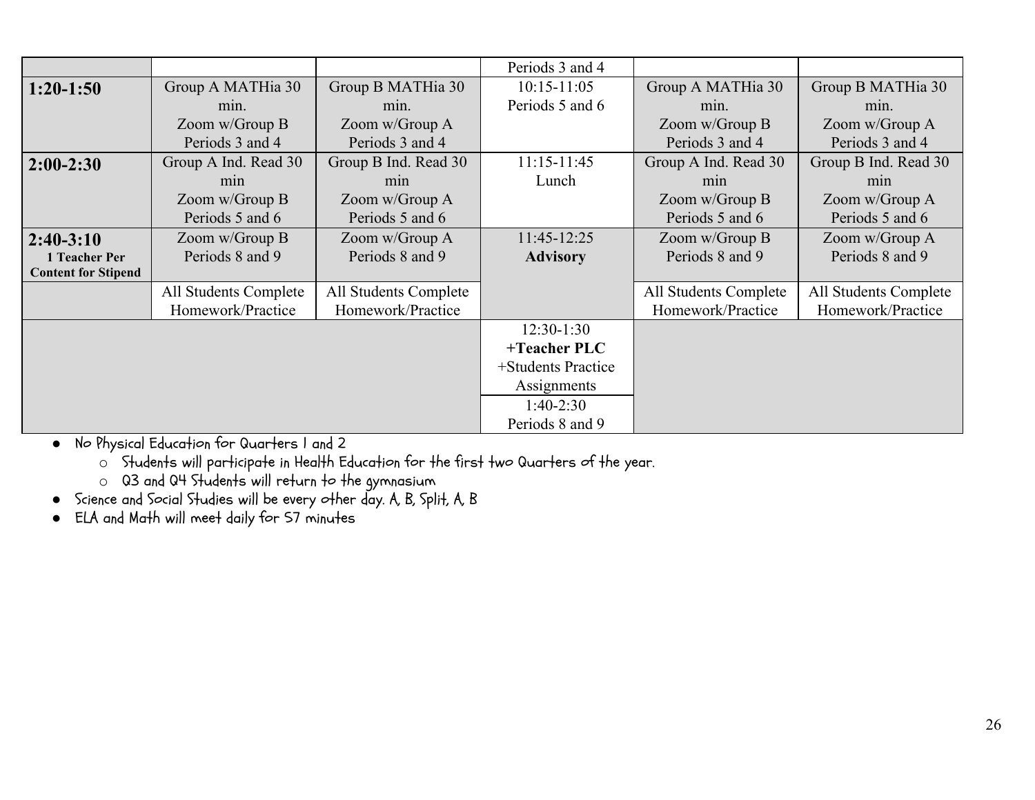| | | | | | |
|---|---|---|---|---|---|
| | | | Periods 3 and 4 | | |
| **1:20-1:50** | Group A MATHia 30 min. Zoom w/Group B Periods 3 and 4 | Group B MATHia 30 min. Zoom w/Group A Periods 3 and 4 | 10:15-11:05 Periods 5 and 6 | Group A MATHia 30 min. Zoom w/Group B Periods 3 and 4 | Group B MATHia 30 min. Zoom w/Group A Periods 3 and 4 |
| **2:00-2:30** | Group A Ind. Read 30 min Zoom w/Group B Periods 5 and 6 | Group B Ind. Read 30 min Zoom w/Group A Periods 5 and 6 | 11:15-11:45 Lunch | Group A Ind. Read 30 min Zoom w/Group B Periods 5 and 6 | Group B Ind. Read 30 min Zoom w/Group A Periods 5 and 6 |
| **2:40-3:10** **1 Teacher Per Content for Stipend** | Zoom w/Group B Periods 8 and 9 | Zoom w/Group A Periods 8 and 9 | 11:45-12:25 **Advisory** | Zoom w/Group B Periods 8 and 9 | Zoom w/Group A Periods 8 and 9 |
| | All Students Complete Homework/Practice | All Students Complete Homework/Practice | | All Students Complete Homework/Practice | All Students Complete Homework/Practice |
| | | | 12:30-1:30 **+Teacher PLC** +Students Practice Assignments | | |
| | | | 1:40-2:30 Periods 8 and 9 | | |

- No Physical Education for Quarters 1 and 2
  - Students will participate in Health Education for the first two Quarters of the year.
  - Q3 and Q4 Students will return to the gymnasium
- Science and Social Studies will be every other day. A, B, Split, A, B
- ELA and Math will meet daily for 57 minutes